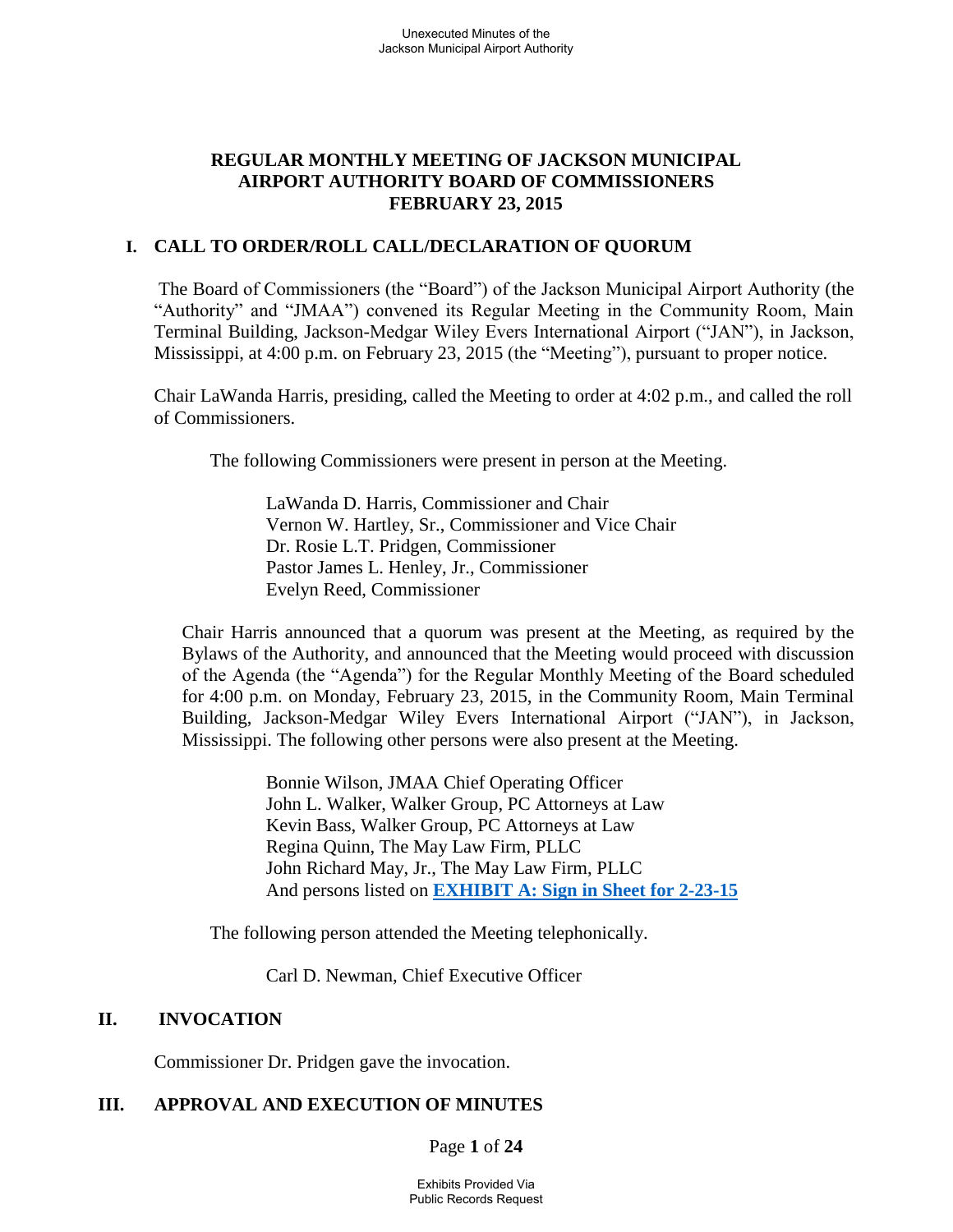# REGULAR MONTHLY MEETING OF JACKSON MUNICIPAL AIRPORT AUTHORITY BOARD OF COMMISSIONERS FEBRUARY 23, 2015

## I. CALL TO ORDER/ROLL CALL/DECLARATION OF QUORUM

The Board of Commissioners (the "Board") of the Jackson Municipal Airport Authority (the "Authority" and "JMAA") convened its Regular Meeting in the Community Room, Main Terminal Building, Jackson-Medgar Wiley Evers International Airport ("JAN"), in Jackson, Mississippi, at 4:00 p.m. on February 23, 2015 (the "Meeting"), pursuant to proper notice.

Chair LaWanda Harris, presiding, called the Meeting to order at 4:02 p.m., and called the roll of Commissioners.

The following Commissioners were present in person at the Meeting.

LaWanda D. Harris, Commissioner and Chair
Vernon W. Hartley, Sr., Commissioner and Vice Chair
Dr. Rosie L.T. Pridgen, Commissioner
Pastor James L. Henley, Jr., Commissioner
Evelyn Reed, Commissioner

Chair Harris announced that a quorum was present at the Meeting, as required by the Bylaws of the Authority, and announced that the Meeting would proceed with discussion of the Agenda (the "Agenda") for the Regular Monthly Meeting of the Board scheduled for 4:00 p.m. on Monday, February 23, 2015, in the Community Room, Main Terminal Building, Jackson-Medgar Wiley Evers International Airport ("JAN"), in Jackson, Mississippi. The following other persons were also present at the Meeting.

Bonnie Wilson, JMAA Chief Operating Officer
John L. Walker, Walker Group, PC Attorneys at Law
Kevin Bass, Walker Group, PC Attorneys at Law
Regina Quinn, The May Law Firm, PLLC
John Richard May, Jr., The May Law Firm, PLLC
And persons listed on **EXHIBIT A: Sign in Sheet for 2-23-15**

The following person attended the Meeting telephonically.

Carl D. Newman, Chief Executive Officer

## II. INVOCATION

Commissioner Dr. Pridgen gave the invocation.

## III. APPROVAL AND EXECUTION OF MINUTES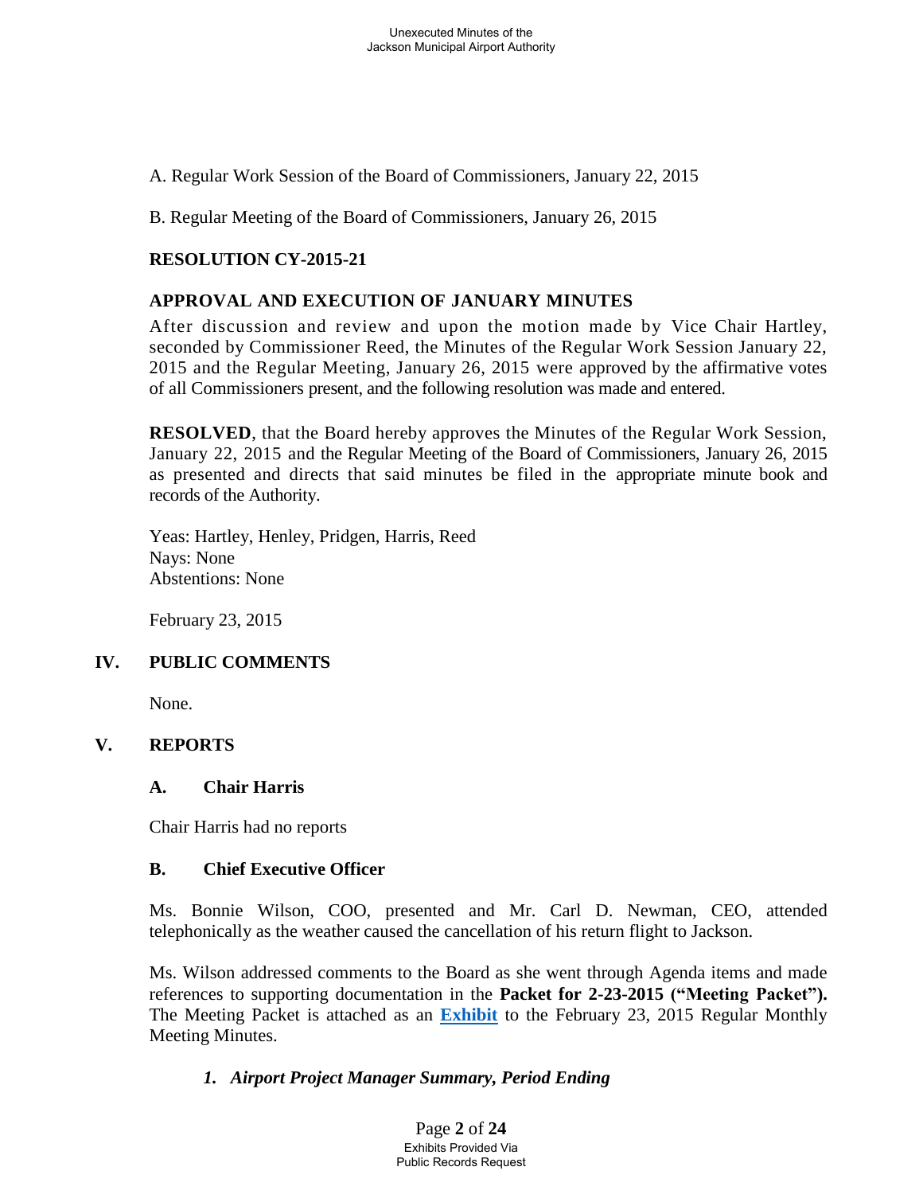A. Regular Work Session of the Board of Commissioners, January 22, 2015

B. Regular Meeting of the Board of Commissioners, January 26, 2015

**RESOLUTION CY-2015-21**

**APPROVAL AND EXECUTION OF JANUARY MINUTES**

After discussion and review and upon the motion made by Vice Chair Hartley, seconded by Commissioner Reed, the Minutes of the Regular Work Session January 22, 2015 and the Regular Meeting, January 26, 2015 were approved by the affirmative votes of all Commissioners present, and the following resolution was made and entered.

**RESOLVED**, that the Board hereby approves the Minutes of the Regular Work Session, January 22, 2015 and the Regular Meeting of the Board of Commissioners, January 26, 2015 as presented and directs that said minutes be filed in the appropriate minute book and records of the Authority.

Yeas: Hartley, Henley, Pridgen, Harris, Reed
Nays: None
Abstentions: None

February 23, 2015

## IV. PUBLIC COMMENTS

None.

## V. REPORTS

### A. Chair Harris

Chair Harris had no reports

### B. Chief Executive Officer

Ms. Bonnie Wilson, COO, presented and Mr. Carl D. Newman, CEO, attended telephonically as the weather caused the cancellation of his return flight to Jackson.

Ms. Wilson addressed comments to the Board as she went through Agenda items and made references to supporting documentation in the **Packet for 2-23-2015 ("Meeting Packet").** The Meeting Packet is attached as an **Exhibit** to the February 23, 2015 Regular Monthly Meeting Minutes.

#### *1. Airport Project Manager Summary, Period Ending*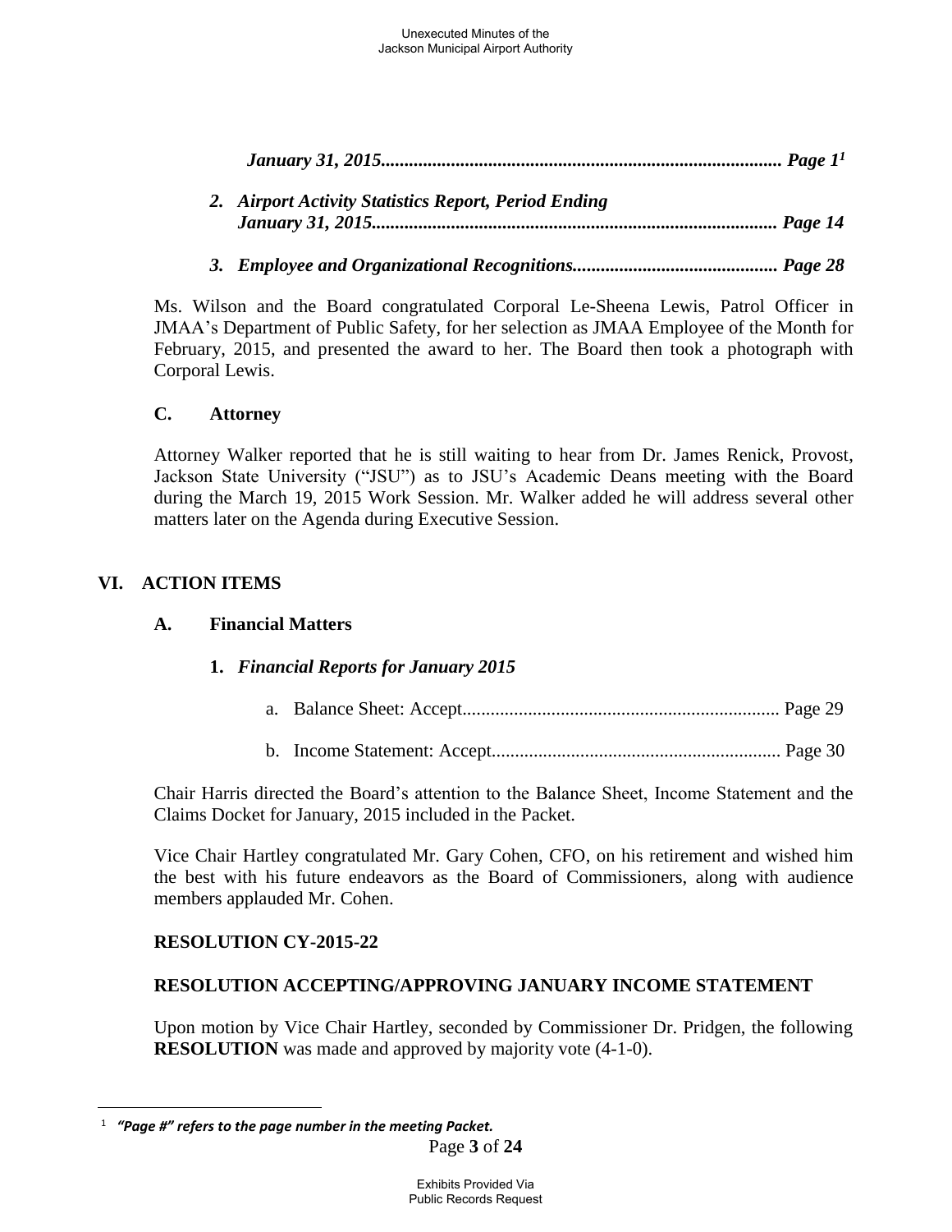*January 31, 2015.................................................................................... Page 1*[1]

2. *Airport Activity Statistics Report, Period Ending January 31, 2015..................................................................................... Page 14*

3. *Employee and Organizational Recognitions........................................... Page 28*

Ms. Wilson and the Board congratulated Corporal Le-Sheena Lewis, Patrol Officer in JMAA's Department of Public Safety, for her selection as JMAA Employee of the Month for February, 2015, and presented the award to her. The Board then took a photograph with Corporal Lewis.

### C. Attorney

Attorney Walker reported that he is still waiting to hear from Dr. James Renick, Provost, Jackson State University ("JSU") as to JSU's Academic Deans meeting with the Board during the March 19, 2015 Work Session. Mr. Walker added he will address several other matters later on the Agenda during Executive Session.

## VI. ACTION ITEMS

### A. Financial Matters

**1.** ***Financial Reports for January 2015***

a. Balance Sheet: Accept.................................................................... Page 29

b. Income Statement: Accept............................................................. Page 30

Chair Harris directed the Board's attention to the Balance Sheet, Income Statement and the Claims Docket for January, 2015 included in the Packet.

Vice Chair Hartley congratulated Mr. Gary Cohen, CFO, on his retirement and wished him the best with his future endeavors as the Board of Commissioners, along with audience members applauded Mr. Cohen.

**RESOLUTION CY-2015-22**

**RESOLUTION ACCEPTING/APPROVING JANUARY INCOME STATEMENT**

Upon motion by Vice Chair Hartley, seconded by Commissioner Dr. Pridgen, the following **RESOLUTION** was made and approved by majority vote (4-1-0).

[1] ***"Page #" refers to the page number in the meeting Packet.***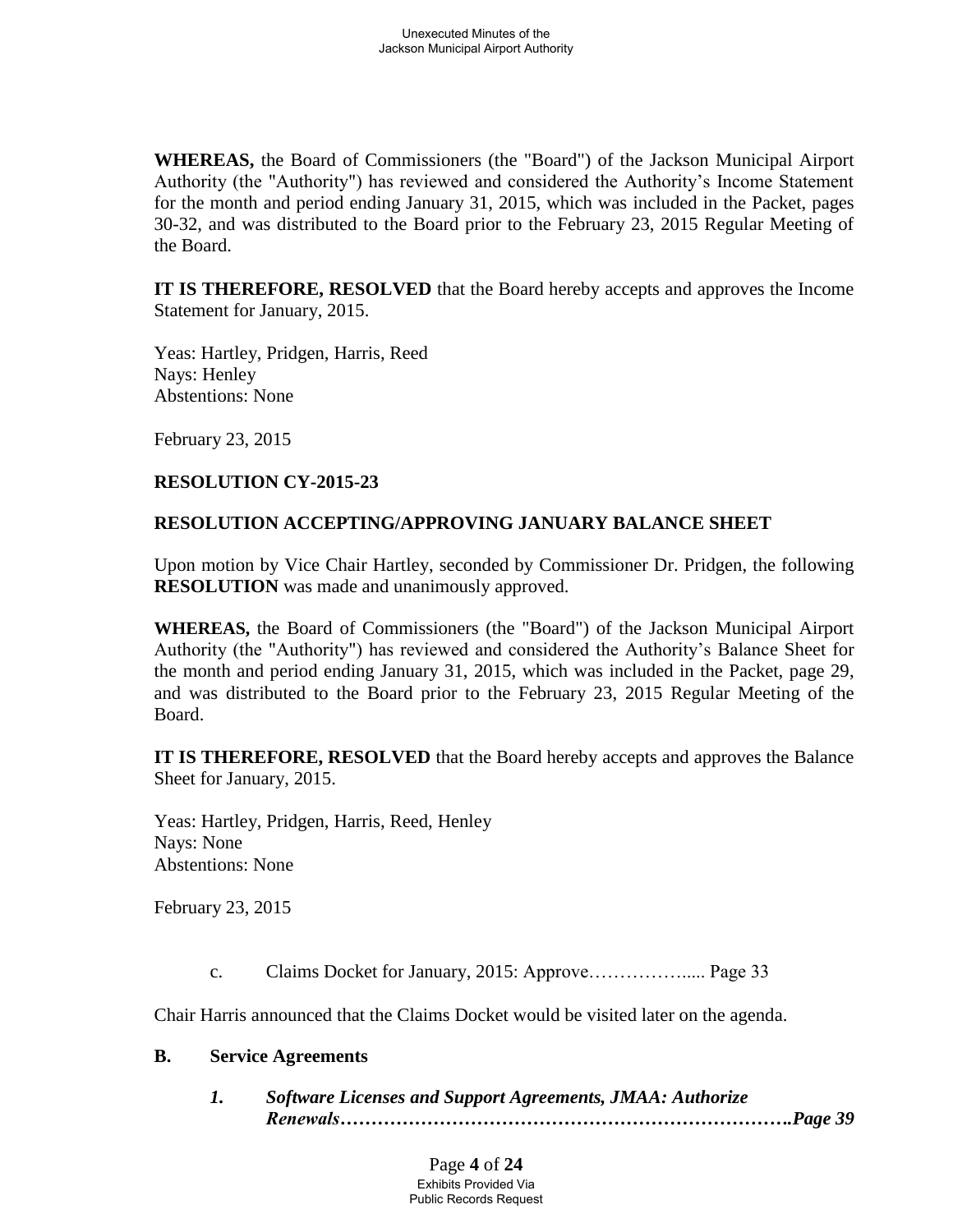**WHEREAS,** the Board of Commissioners (the "Board") of the Jackson Municipal Airport Authority (the "Authority") has reviewed and considered the Authority's Income Statement for the month and period ending January 31, 2015, which was included in the Packet, pages 30-32, and was distributed to the Board prior to the February 23, 2015 Regular Meeting of the Board.

**IT IS THEREFORE, RESOLVED** that the Board hereby accepts and approves the Income Statement for January, 2015.

Yeas: Hartley, Pridgen, Harris, Reed
Nays: Henley
Abstentions: None

February 23, 2015

**RESOLUTION CY-2015-23**

**RESOLUTION ACCEPTING/APPROVING JANUARY BALANCE SHEET**

Upon motion by Vice Chair Hartley, seconded by Commissioner Dr. Pridgen, the following **RESOLUTION** was made and unanimously approved.

**WHEREAS,** the Board of Commissioners (the "Board") of the Jackson Municipal Airport Authority (the "Authority") has reviewed and considered the Authority's Balance Sheet for the month and period ending January 31, 2015, which was included in the Packet, page 29, and was distributed to the Board prior to the February 23, 2015 Regular Meeting of the Board.

**IT IS THEREFORE, RESOLVED** that the Board hereby accepts and approves the Balance Sheet for January, 2015.

Yeas: Hartley, Pridgen, Harris, Reed, Henley
Nays: None
Abstentions: None

February 23, 2015

c. Claims Docket for January, 2015: Approve…………….... Page 33

Chair Harris announced that the Claims Docket would be visited later on the agenda.

**B. Service Agreements**

***1. Software Licenses and Support Agreements, JMAA: Authorize Renewals……………………………………………………………..Page 39***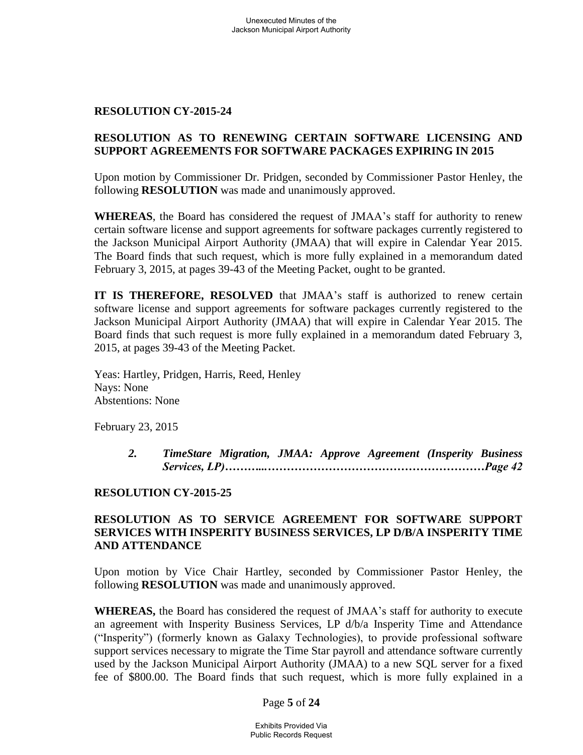**RESOLUTION CY-2015-24**

**RESOLUTION AS TO RENEWING CERTAIN SOFTWARE LICENSING AND SUPPORT AGREEMENTS FOR SOFTWARE PACKAGES EXPIRING IN 2015**

Upon motion by Commissioner Dr. Pridgen, seconded by Commissioner Pastor Henley, the following **RESOLUTION** was made and unanimously approved.

**WHEREAS**, the Board has considered the request of JMAA's staff for authority to renew certain software license and support agreements for software packages currently registered to the Jackson Municipal Airport Authority (JMAA) that will expire in Calendar Year 2015. The Board finds that such request, which is more fully explained in a memorandum dated February 3, 2015, at pages 39-43 of the Meeting Packet, ought to be granted.

**IT IS THEREFORE, RESOLVED** that JMAA's staff is authorized to renew certain software license and support agreements for software packages currently registered to the Jackson Municipal Airport Authority (JMAA) that will expire in Calendar Year 2015. The Board finds that such request is more fully explained in a memorandum dated February 3, 2015, at pages 39-43 of the Meeting Packet.

Yes: Hartley, Pridgen, Harris, Reed, Henley
Nays: None
Abstentions: None

February 23, 2015

*2. TimeStare Migration, JMAA: Approve Agreement (Insperity Business Services, LP)***………..…………………………………………………Page 42**

**RESOLUTION CY-2015-25**

**RESOLUTION AS TO SERVICE AGREEMENT FOR SOFTWARE SUPPORT SERVICES WITH INSPERITY BUSINESS SERVICES, LP D/B/A INSPERITY TIME AND ATTENDANCE**

Upon motion by Vice Chair Hartley, seconded by Commissioner Pastor Henley, the following **RESOLUTION** was made and unanimously approved.

**WHEREAS,** the Board has considered the request of JMAA's staff for authority to execute an agreement with Insperity Business Services, LP d/b/a Insperity Time and Attendance ("Insperity") (formerly known as Galaxy Technologies), to provide professional software support services necessary to migrate the Time Star payroll and attendance software currently used by the Jackson Municipal Airport Authority (JMAA) to a new SQL server for a fixed fee of $800.00. The Board finds that such request, which is more fully explained in a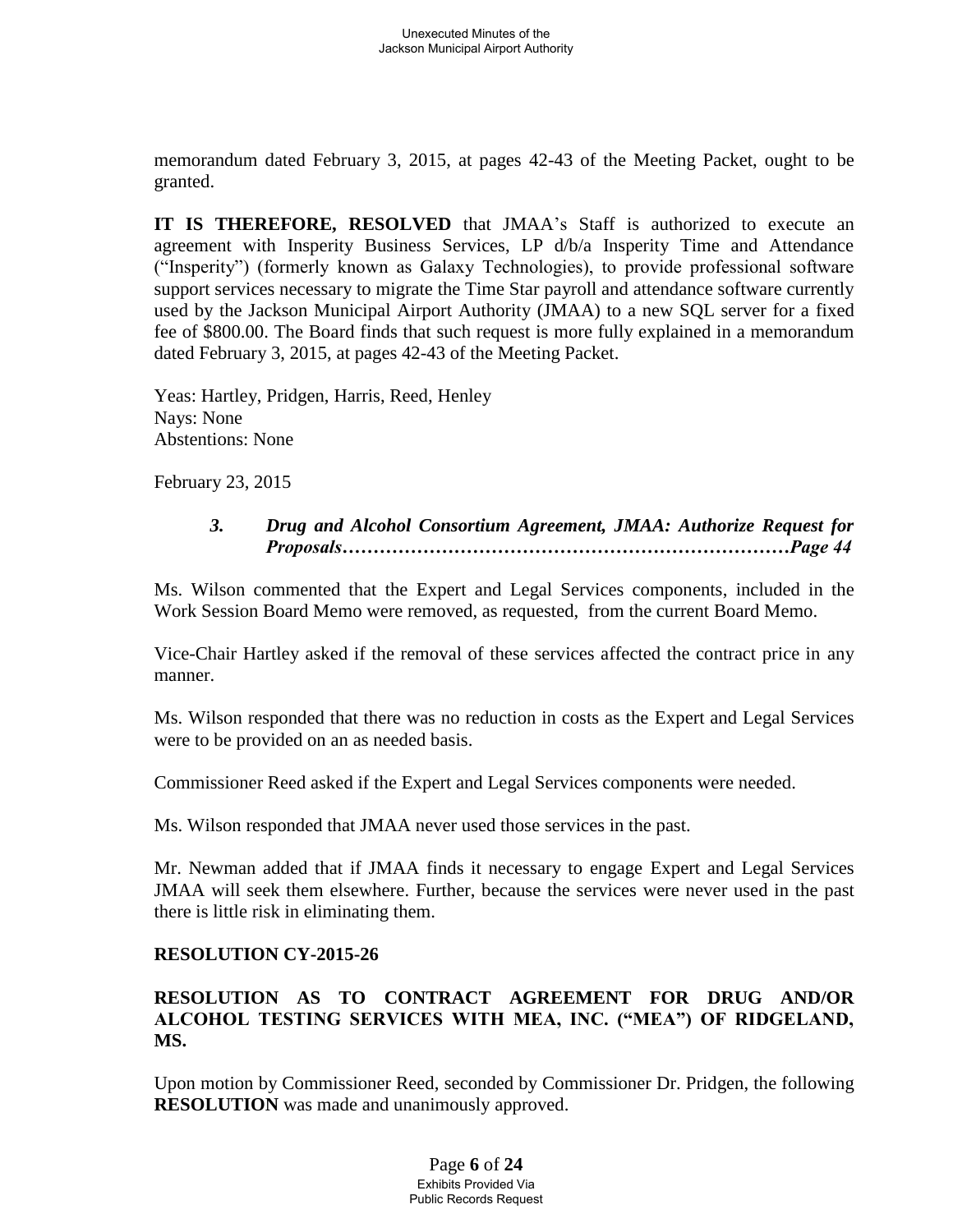memorandum dated February 3, 2015, at pages 42-43 of the Meeting Packet, ought to be granted.

**IT IS THEREFORE, RESOLVED** that JMAA's Staff is authorized to execute an agreement with Insperity Business Services, LP d/b/a Insperity Time and Attendance ("Insperity") (formerly known as Galaxy Technologies), to provide professional software support services necessary to migrate the Time Star payroll and attendance software currently used by the Jackson Municipal Airport Authority (JMAA) to a new SQL server for a fixed fee of $800.00. The Board finds that such request is more fully explained in a memorandum dated February 3, 2015, at pages 42-43 of the Meeting Packet.

Yeas: Hartley, Pridgen, Harris, Reed, Henley
Nays: None
Abstentions: None

February 23, 2015

> ***3. Drug and Alcohol Consortium Agreement, JMAA: Authorize Request for Proposals………………………………………………………………Page 44***

Ms. Wilson commented that the Expert and Legal Services components, included in the Work Session Board Memo were removed, as requested, from the current Board Memo.

Vice-Chair Hartley asked if the removal of these services affected the contract price in any manner.

Ms. Wilson responded that there was no reduction in costs as the Expert and Legal Services were to be provided on an as needed basis.

Commissioner Reed asked if the Expert and Legal Services components were needed.

Ms. Wilson responded that JMAA never used those services in the past.

Mr. Newman added that if JMAA finds it necessary to engage Expert and Legal Services JMAA will seek them elsewhere. Further, because the services were never used in the past there is little risk in eliminating them.

**RESOLUTION CY-2015-26**

**RESOLUTION AS TO CONTRACT AGREEMENT FOR DRUG AND/OR ALCOHOL TESTING SERVICES WITH MEA, INC. ("MEA") OF RIDGELAND, MS.**

Upon motion by Commissioner Reed, seconded by Commissioner Dr. Pridgen, the following **RESOLUTION** was made and unanimously approved.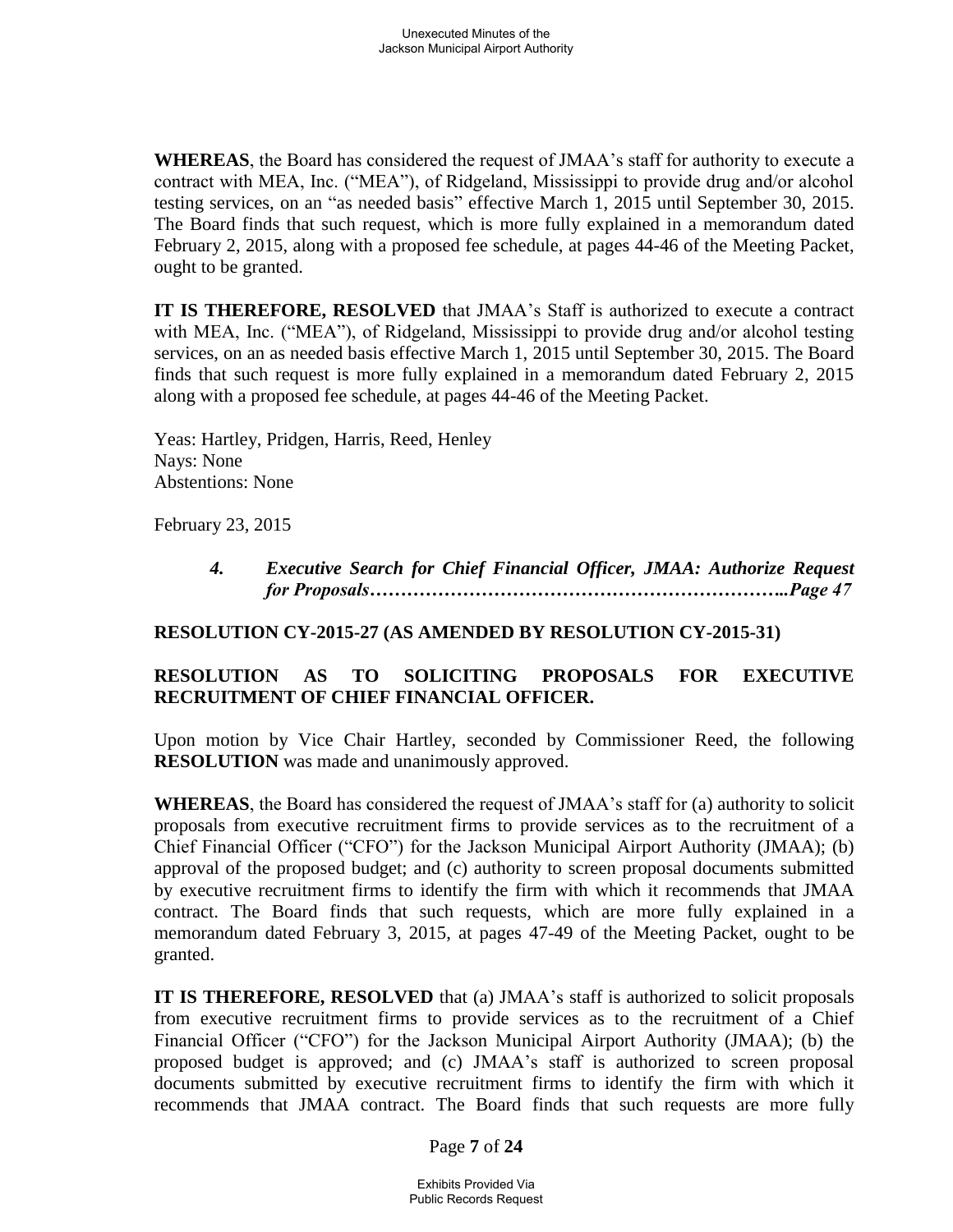**WHEREAS**, the Board has considered the request of JMAA's staff for authority to execute a contract with MEA, Inc. ("MEA"), of Ridgeland, Mississippi to provide drug and/or alcohol testing services, on an "as needed basis" effective March 1, 2015 until September 30, 2015. The Board finds that such request, which is more fully explained in a memorandum dated February 2, 2015, along with a proposed fee schedule, at pages 44-46 of the Meeting Packet, ought to be granted.

**IT IS THEREFORE, RESOLVED** that JMAA's Staff is authorized to execute a contract with MEA, Inc. ("MEA"), of Ridgeland, Mississippi to provide drug and/or alcohol testing services, on an as needed basis effective March 1, 2015 until September 30, 2015. The Board finds that such request is more fully explained in a memorandum dated February 2, 2015 along with a proposed fee schedule, at pages 44-46 of the Meeting Packet.

Yeas: Hartley, Pridgen, Harris, Reed, Henley
Nays: None
Abstentions: None

February 23, 2015

> ***4. Executive Search for Chief Financial Officer, JMAA: Authorize Request for Proposals……………………………………………………..Page 47***

**RESOLUTION CY-2015-27 (AS AMENDED BY RESOLUTION CY-2015-31)**

**RESOLUTION AS TO SOLICITING PROPOSALS FOR EXECUTIVE RECRUITMENT OF CHIEF FINANCIAL OFFICER.**

Upon motion by Vice Chair Hartley, seconded by Commissioner Reed, the following **RESOLUTION** was made and unanimously approved.

**WHEREAS**, the Board has considered the request of JMAA's staff for (a) authority to solicit proposals from executive recruitment firms to provide services as to the recruitment of a Chief Financial Officer ("CFO") for the Jackson Municipal Airport Authority (JMAA); (b) approval of the proposed budget; and (c) authority to screen proposal documents submitted by executive recruitment firms to identify the firm with which it recommends that JMAA contract. The Board finds that such requests, which are more fully explained in a memorandum dated February 3, 2015, at pages 47-49 of the Meeting Packet, ought to be granted.

**IT IS THEREFORE, RESOLVED** that (a) JMAA's staff is authorized to solicit proposals from executive recruitment firms to provide services as to the recruitment of a Chief Financial Officer ("CFO") for the Jackson Municipal Airport Authority (JMAA); (b) the proposed budget is approved; and (c) JMAA's staff is authorized to screen proposal documents submitted by executive recruitment firms to identify the firm with which it recommends that JMAA contract. The Board finds that such requests are more fully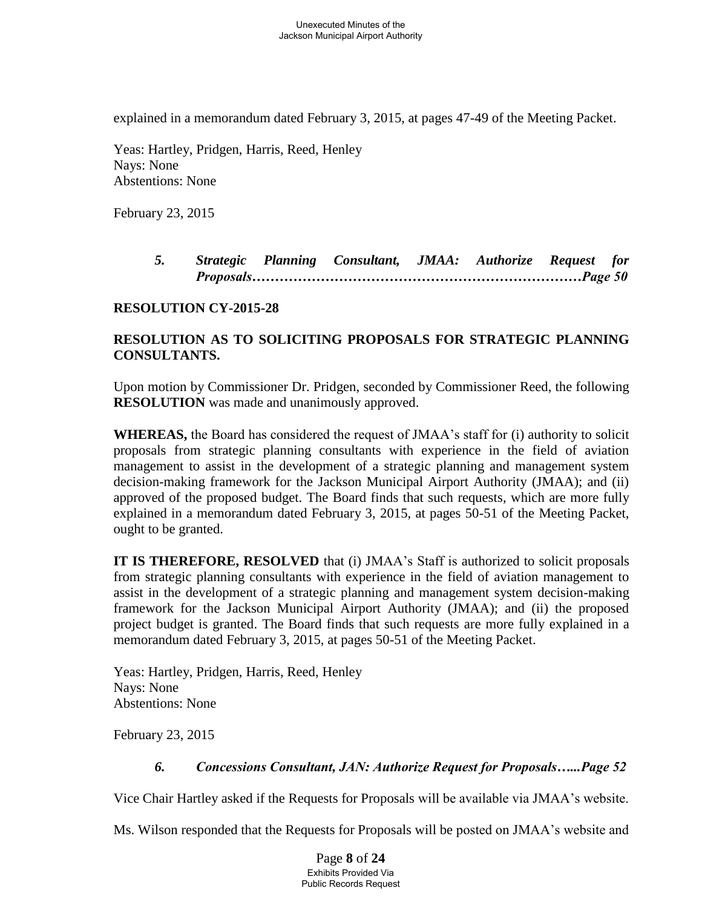explained in a memorandum dated February 3, 2015, at pages 47-49 of the Meeting Packet.

Yeas: Hartley, Pridgen, Harris, Reed, Henley
Nays: None
Abstentions: None

February 23, 2015

### *5. Strategic Planning Consultant, JMAA: Authorize Request for Proposals………………………………………………………………Page 50*

**RESOLUTION CY-2015-28**

**RESOLUTION AS TO SOLICITING PROPOSALS FOR STRATEGIC PLANNING CONSULTANTS.**

Upon motion by Commissioner Dr. Pridgen, seconded by Commissioner Reed, the following **RESOLUTION** was made and unanimously approved.

**WHEREAS,** the Board has considered the request of JMAA's staff for (i) authority to solicit proposals from strategic planning consultants with experience in the field of aviation management to assist in the development of a strategic planning and management system decision-making framework for the Jackson Municipal Airport Authority (JMAA); and (ii) approved of the proposed budget. The Board finds that such requests, which are more fully explained in a memorandum dated February 3, 2015, at pages 50-51 of the Meeting Packet, ought to be granted.

**IT IS THEREFORE, RESOLVED** that (i) JMAA's Staff is authorized to solicit proposals from strategic planning consultants with experience in the field of aviation management to assist in the development of a strategic planning and management system decision-making framework for the Jackson Municipal Airport Authority (JMAA); and (ii) the proposed project budget is granted. The Board finds that such requests are more fully explained in a memorandum dated February 3, 2015, at pages 50-51 of the Meeting Packet.

Yeas: Hartley, Pridgen, Harris, Reed, Henley
Nays: None
Abstentions: None

February 23, 2015

### *6. Concessions Consultant, JAN: Authorize Request for Proposals…...Page 52*

Vice Chair Hartley asked if the Requests for Proposals will be available via JMAA's website.

Ms. Wilson responded that the Requests for Proposals will be posted on JMAA's website and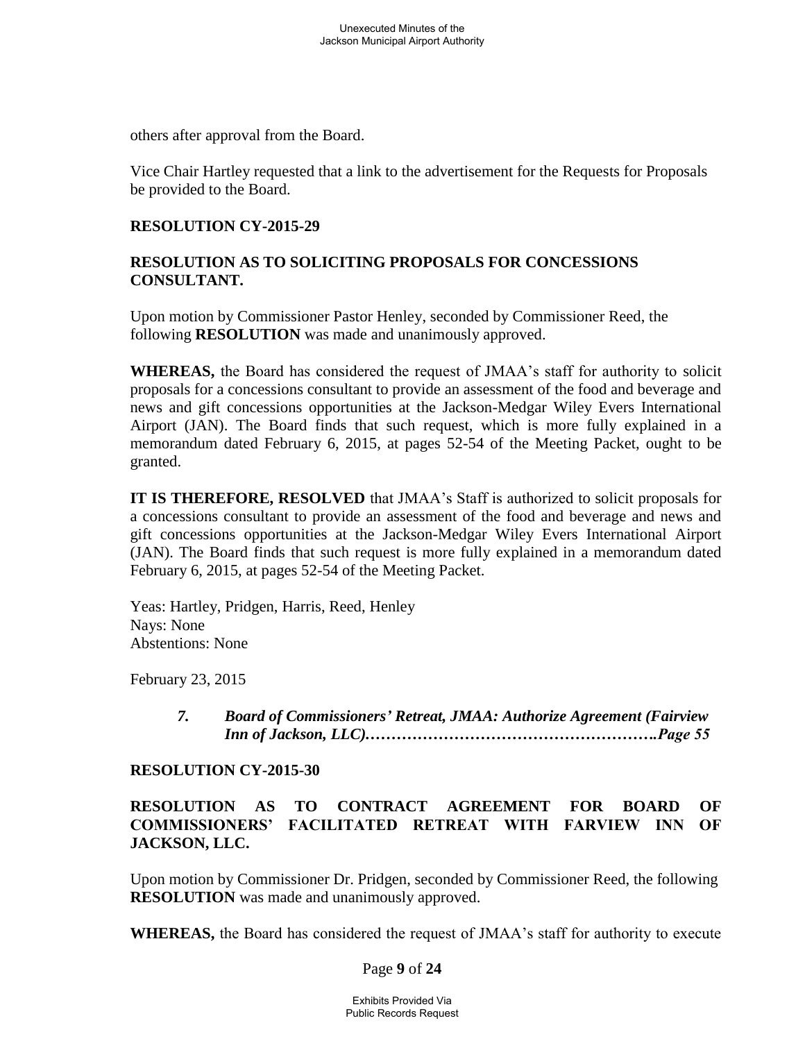others after approval from the Board.

Vice Chair Hartley requested that a link to the advertisement for the Requests for Proposals be provided to the Board.

**RESOLUTION CY-2015-29**

**RESOLUTION AS TO SOLICITING PROPOSALS FOR CONCESSIONS CONSULTANT.**

Upon motion by Commissioner Pastor Henley, seconded by Commissioner Reed, the following **RESOLUTION** was made and unanimously approved.

**WHEREAS,** the Board has considered the request of JMAA's staff for authority to solicit proposals for a concessions consultant to provide an assessment of the food and beverage and news and gift concessions opportunities at the Jackson-Medgar Wiley Evers International Airport (JAN). The Board finds that such request, which is more fully explained in a memorandum dated February 6, 2015, at pages 52-54 of the Meeting Packet, ought to be granted.

**IT IS THEREFORE, RESOLVED** that JMAA's Staff is authorized to solicit proposals for a concessions consultant to provide an assessment of the food and beverage and news and gift concessions opportunities at the Jackson-Medgar Wiley Evers International Airport (JAN). The Board finds that such request is more fully explained in a memorandum dated February 6, 2015, at pages 52-54 of the Meeting Packet.

Yeas: Hartley, Pridgen, Harris, Reed, Henley
Nays: None
Abstentions: None

February 23, 2015

> ***7. Board of Commissioners' Retreat, JMAA: Authorize Agreement (Fairview Inn of Jackson, LLC)……………………………………………….Page 55***

**RESOLUTION CY-2015-30**

**RESOLUTION AS TO CONTRACT AGREEMENT FOR BOARD OF COMMISSIONERS' FACILITATED RETREAT WITH FARVIEW INN OF JACKSON, LLC.**

Upon motion by Commissioner Dr. Pridgen, seconded by Commissioner Reed, the following **RESOLUTION** was made and unanimously approved.

**WHEREAS,** the Board has considered the request of JMAA's staff for authority to execute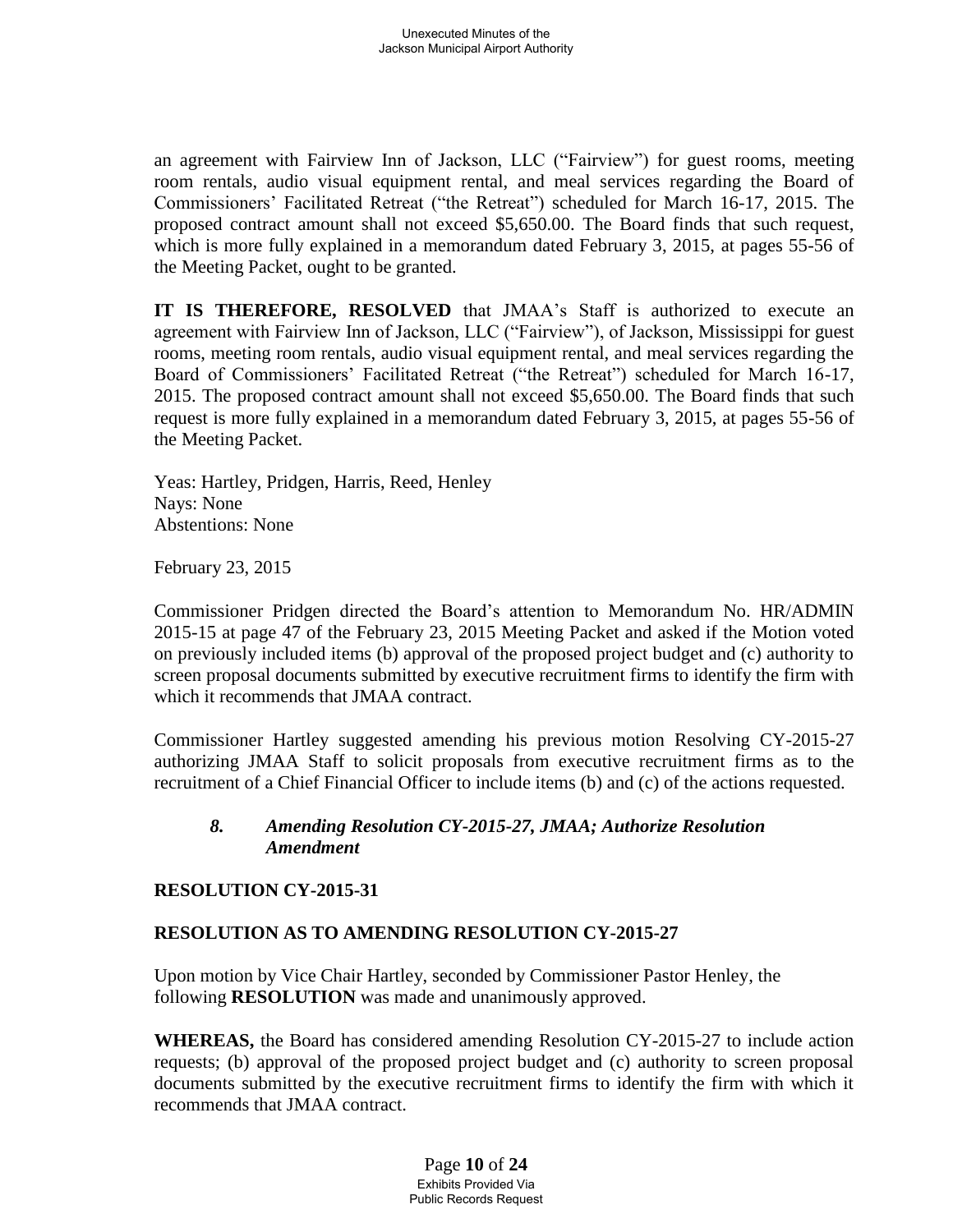an agreement with Fairview Inn of Jackson, LLC ("Fairview") for guest rooms, meeting room rentals, audio visual equipment rental, and meal services regarding the Board of Commissioners' Facilitated Retreat ("the Retreat") scheduled for March 16-17, 2015. The proposed contract amount shall not exceed $5,650.00. The Board finds that such request, which is more fully explained in a memorandum dated February 3, 2015, at pages 55-56 of the Meeting Packet, ought to be granted.

**IT IS THEREFORE, RESOLVED** that JMAA's Staff is authorized to execute an agreement with Fairview Inn of Jackson, LLC ("Fairview"), of Jackson, Mississippi for guest rooms, meeting room rentals, audio visual equipment rental, and meal services regarding the Board of Commissioners' Facilitated Retreat ("the Retreat") scheduled for March 16-17, 2015. The proposed contract amount shall not exceed $5,650.00. The Board finds that such request is more fully explained in a memorandum dated February 3, 2015, at pages 55-56 of the Meeting Packet.

Yeas: Hartley, Pridgen, Harris, Reed, Henley
Nays: None
Abstentions: None

February 23, 2015

Commissioner Pridgen directed the Board's attention to Memorandum No. HR/ADMIN 2015-15 at page 47 of the February 23, 2015 Meeting Packet and asked if the Motion voted on previously included items (b) approval of the proposed project budget and (c) authority to screen proposal documents submitted by executive recruitment firms to identify the firm with which it recommends that JMAA contract.

Commissioner Hartley suggested amending his previous motion Resolving CY-2015-27 authorizing JMAA Staff to solicit proposals from executive recruitment firms as to the recruitment of a Chief Financial Officer to include items (b) and (c) of the actions requested.

### *8. Amending Resolution CY-2015-27, JMAA; Authorize Resolution Amendment*

**RESOLUTION CY-2015-31**

**RESOLUTION AS TO AMENDING RESOLUTION CY-2015-27**

Upon motion by Vice Chair Hartley, seconded by Commissioner Pastor Henley, the following **RESOLUTION** was made and unanimously approved.

**WHEREAS,** the Board has considered amending Resolution CY-2015-27 to include action requests; (b) approval of the proposed project budget and (c) authority to screen proposal documents submitted by the executive recruitment firms to identify the firm with which it recommends that JMAA contract.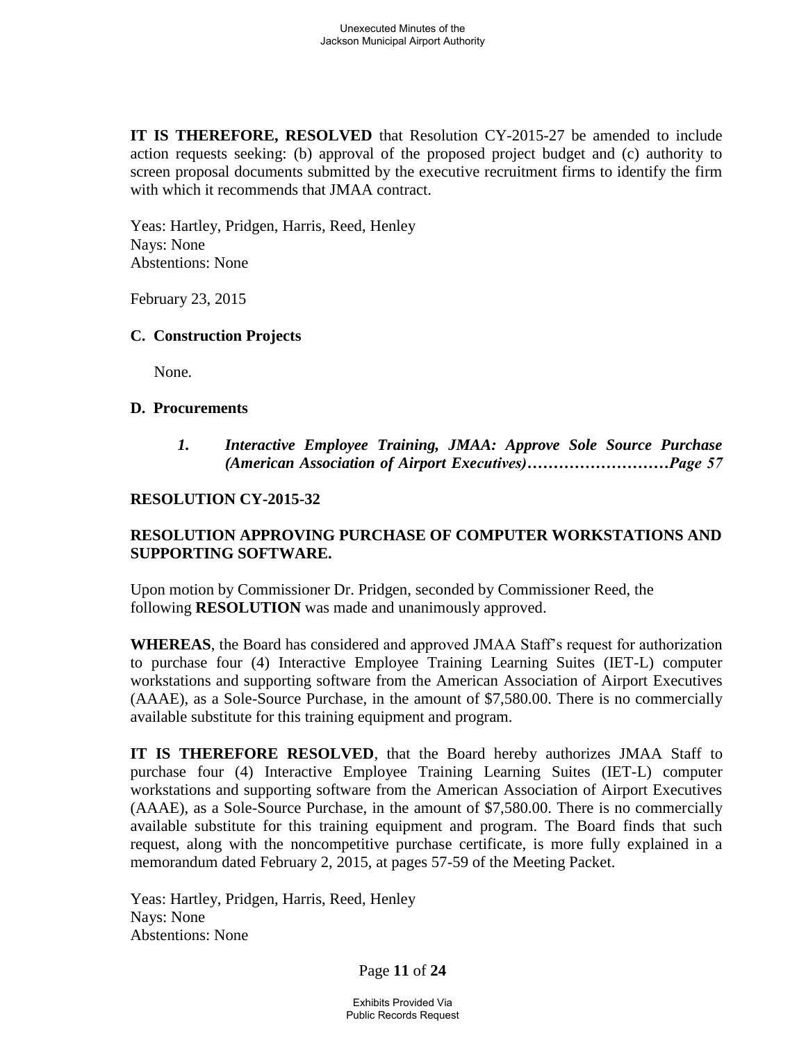**IT IS THEREFORE, RESOLVED** that Resolution CY-2015-27 be amended to include action requests seeking: (b) approval of the proposed project budget and (c) authority to screen proposal documents submitted by the executive recruitment firms to identify the firm with which it recommends that JMAA contract.

Yeas: Hartley, Pridgen, Harris, Reed, Henley
Nays: None
Abstentions: None

February 23, 2015

### C. Construction Projects

None.

### D. Procurements

1. ***Interactive Employee Training, JMAA: Approve Sole Source Purchase (American Association of Airport Executives)………………………Page 57***

**RESOLUTION CY-2015-32**

**RESOLUTION APPROVING PURCHASE OF COMPUTER WORKSTATIONS AND SUPPORTING SOFTWARE.**

Upon motion by Commissioner Dr. Pridgen, seconded by Commissioner Reed, the following **RESOLUTION** was made and unanimously approved.

**WHEREAS**, the Board has considered and approved JMAA Staff's request for authorization to purchase four (4) Interactive Employee Training Learning Suites (IET-L) computer workstations and supporting software from the American Association of Airport Executives (AAAE), as a Sole-Source Purchase, in the amount of $7,580.00. There is no commercially available substitute for this training equipment and program.

**IT IS THEREFORE RESOLVED**, that the Board hereby authorizes JMAA Staff to purchase four (4) Interactive Employee Training Learning Suites (IET-L) computer workstations and supporting software from the American Association of Airport Executives (AAAE), as a Sole-Source Purchase, in the amount of $7,580.00. There is no commercially available substitute for this training equipment and program. The Board finds that such request, along with the noncompetitive purchase certificate, is more fully explained in a memorandum dated February 2, 2015, at pages 57-59 of the Meeting Packet.

Yeas: Hartley, Pridgen, Harris, Reed, Henley
Nays: None
Abstentions: None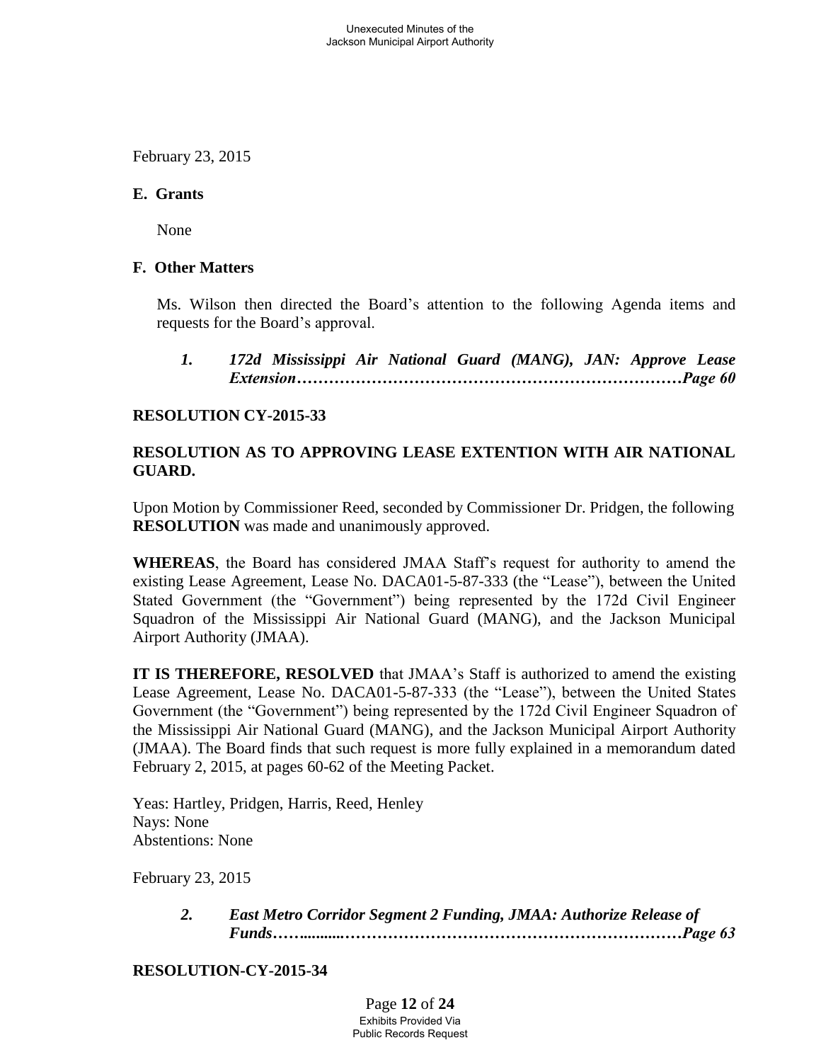February 23, 2015

**E. Grants**

None

**F. Other Matters**

Ms. Wilson then directed the Board's attention to the following Agenda items and requests for the Board's approval.

***1. 172d Mississippi Air National Guard (MANG), JAN: Approve Lease Extension………………………………………………………………Page 60***

**RESOLUTION CY-2015-33**

**RESOLUTION AS TO APPROVING LEASE EXTENTION WITH AIR NATIONAL GUARD.**

Upon Motion by Commissioner Reed, seconded by Commissioner Dr. Pridgen, the following **RESOLUTION** was made and unanimously approved.

**WHEREAS**, the Board has considered JMAA Staff's request for authority to amend the existing Lease Agreement, Lease No. DACA01-5-87-333 (the "Lease"), between the United Stated Government (the "Government") being represented by the 172d Civil Engineer Squadron of the Mississippi Air National Guard (MANG), and the Jackson Municipal Airport Authority (JMAA).

**IT IS THEREFORE, RESOLVED** that JMAA's Staff is authorized to amend the existing Lease Agreement, Lease No. DACA01-5-87-333 (the "Lease"), between the United States Government (the "Government") being represented by the 172d Civil Engineer Squadron of the Mississippi Air National Guard (MANG), and the Jackson Municipal Airport Authority (JMAA). The Board finds that such request is more fully explained in a memorandum dated February 2, 2015, at pages 60-62 of the Meeting Packet.

Yeas: Hartley, Pridgen, Harris, Reed, Henley
Nays: None
Abstentions: None

February 23, 2015

***2. East Metro Corridor Segment 2 Funding, JMAA: Authorize Release of Funds……..........………………………………………………………Page 63***

**RESOLUTION-CY-2015-34**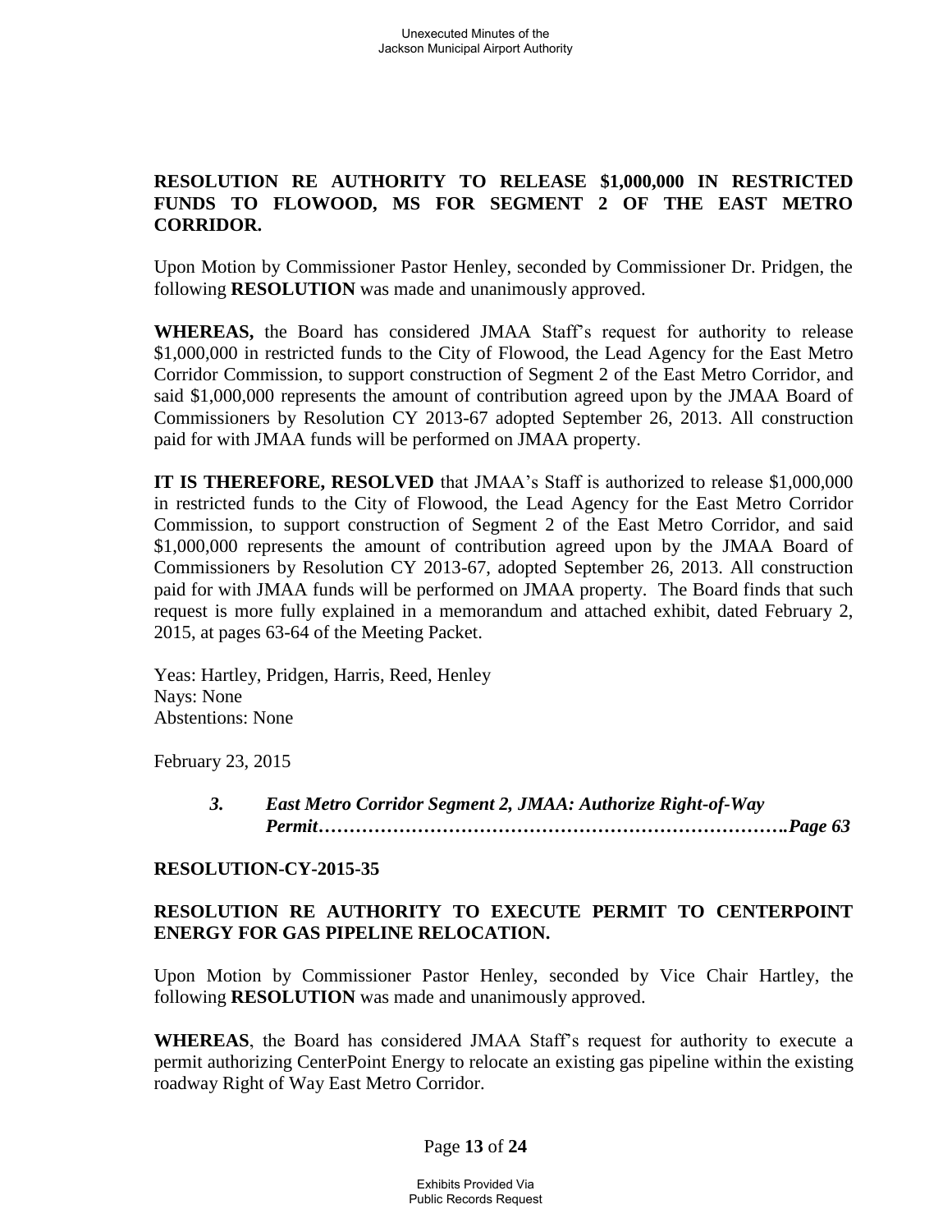**RESOLUTION RE AUTHORITY TO RELEASE $1,000,000 IN RESTRICTED FUNDS TO FLOWOOD, MS FOR SEGMENT 2 OF THE EAST METRO CORRIDOR.**

Upon Motion by Commissioner Pastor Henley, seconded by Commissioner Dr. Pridgen, the following **RESOLUTION** was made and unanimously approved.

**WHEREAS,** the Board has considered JMAA Staff's request for authority to release $1,000,000 in restricted funds to the City of Flowood, the Lead Agency for the East Metro Corridor Commission, to support construction of Segment 2 of the East Metro Corridor, and said $1,000,000 represents the amount of contribution agreed upon by the JMAA Board of Commissioners by Resolution CY 2013-67 adopted September 26, 2013. All construction paid for with JMAA funds will be performed on JMAA property.

**IT IS THEREFORE, RESOLVED** that JMAA's Staff is authorized to release $1,000,000 in restricted funds to the City of Flowood, the Lead Agency for the East Metro Corridor Commission, to support construction of Segment 2 of the East Metro Corridor, and said $1,000,000 represents the amount of contribution agreed upon by the JMAA Board of Commissioners by Resolution CY 2013-67, adopted September 26, 2013. All construction paid for with JMAA funds will be performed on JMAA property. The Board finds that such request is more fully explained in a memorandum and attached exhibit, dated February 2, 2015, at pages 63-64 of the Meeting Packet.

Yeas: Hartley, Pridgen, Harris, Reed, Henley
Nays: None
Abstentions: None

February 23, 2015

***3. East Metro Corridor Segment 2, JMAA: Authorize Right-of-Way Permit……………………………………………………………….Page 63***

**RESOLUTION-CY-2015-35**

**RESOLUTION RE AUTHORITY TO EXECUTE PERMIT TO CENTERPOINT ENERGY FOR GAS PIPELINE RELOCATION.**

Upon Motion by Commissioner Pastor Henley, seconded by Vice Chair Hartley, the following **RESOLUTION** was made and unanimously approved.

**WHEREAS**, the Board has considered JMAA Staff's request for authority to execute a permit authorizing CenterPoint Energy to relocate an existing gas pipeline within the existing roadway Right of Way East Metro Corridor.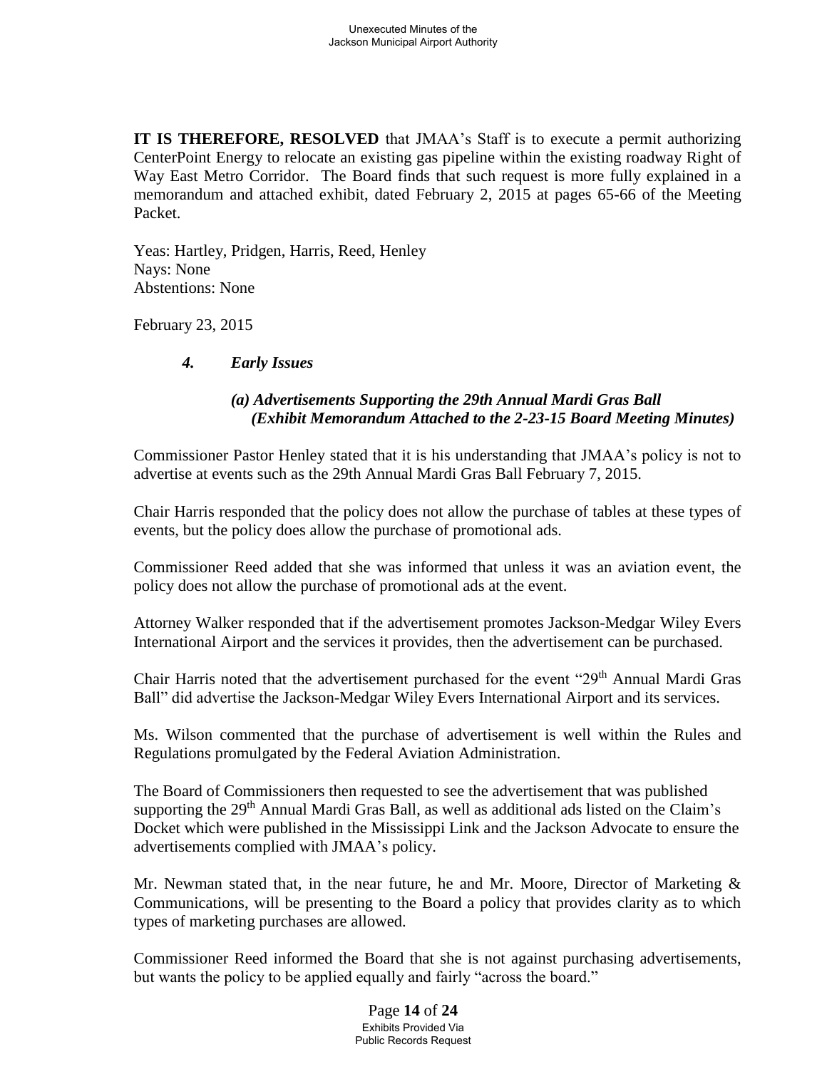**IT IS THEREFORE, RESOLVED** that JMAA's Staff is to execute a permit authorizing CenterPoint Energy to relocate an existing gas pipeline within the existing roadway Right of Way East Metro Corridor. The Board finds that such request is more fully explained in a memorandum and attached exhibit, dated February 2, 2015 at pages 65-66 of the Meeting Packet.

Yeas: Hartley, Pridgen, Harris, Reed, Henley
Nays: None
Abstentions: None

February 23, 2015

### *4. Early Issues*

#### *(a) Advertisements Supporting the 29th Annual Mardi Gras Ball (Exhibit Memorandum Attached to the 2-23-15 Board Meeting Minutes)*

Commissioner Pastor Henley stated that it is his understanding that JMAA's policy is not to advertise at events such as the 29th Annual Mardi Gras Ball February 7, 2015.

Chair Harris responded that the policy does not allow the purchase of tables at these types of events, but the policy does allow the purchase of promotional ads.

Commissioner Reed added that she was informed that unless it was an aviation event, the policy does not allow the purchase of promotional ads at the event.

Attorney Walker responded that if the advertisement promotes Jackson-Medgar Wiley Evers International Airport and the services it provides, then the advertisement can be purchased.

Chair Harris noted that the advertisement purchased for the event "29th Annual Mardi Gras Ball" did advertise the Jackson-Medgar Wiley Evers International Airport and its services.

Ms. Wilson commented that the purchase of advertisement is well within the Rules and Regulations promulgated by the Federal Aviation Administration.

The Board of Commissioners then requested to see the advertisement that was published supporting the 29th Annual Mardi Gras Ball, as well as additional ads listed on the Claim's Docket which were published in the Mississippi Link and the Jackson Advocate to ensure the advertisements complied with JMAA's policy.

Mr. Newman stated that, in the near future, he and Mr. Moore, Director of Marketing & Communications, will be presenting to the Board a policy that provides clarity as to which types of marketing purchases are allowed.

Commissioner Reed informed the Board that she is not against purchasing advertisements, but wants the policy to be applied equally and fairly "across the board."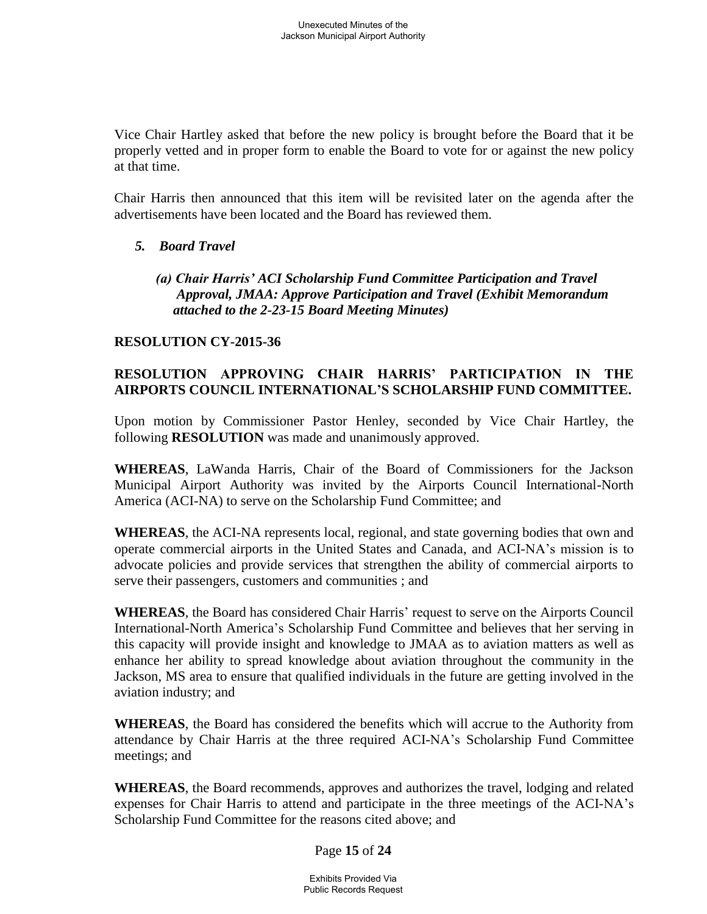Vice Chair Hartley asked that before the new policy is brought before the Board that it be properly vetted and in proper form to enable the Board to vote for or against the new policy at that time.

Chair Harris then announced that this item will be revisited later on the agenda after the advertisements have been located and the Board has reviewed them.

5. ***Board Travel***

   ***(a) Chair Harris' ACI Scholarship Fund Committee Participation and Travel Approval, JMAA: Approve Participation and Travel (Exhibit Memorandum attached to the 2-23-15 Board Meeting Minutes)***

**RESOLUTION CY-2015-36**

**RESOLUTION APPROVING CHAIR HARRIS' PARTICIPATION IN THE AIRPORTS COUNCIL INTERNATIONAL'S SCHOLARSHIP FUND COMMITTEE.**

Upon motion by Commissioner Pastor Henley, seconded by Vice Chair Hartley, the following **RESOLUTION** was made and unanimously approved.

**WHEREAS**, LaWanda Harris, Chair of the Board of Commissioners for the Jackson Municipal Airport Authority was invited by the Airports Council International-North America (ACI-NA) to serve on the Scholarship Fund Committee; and

**WHEREAS**, the ACI-NA represents local, regional, and state governing bodies that own and operate commercial airports in the United States and Canada, and ACI-NA's mission is to advocate policies and provide services that strengthen the ability of commercial airports to serve their passengers, customers and communities ; and

**WHEREAS**, the Board has considered Chair Harris' request to serve on the Airports Council International-North America's Scholarship Fund Committee and believes that her serving in this capacity will provide insight and knowledge to JMAA as to aviation matters as well as enhance her ability to spread knowledge about aviation throughout the community in the Jackson, MS area to ensure that qualified individuals in the future are getting involved in the aviation industry; and

**WHEREAS**, the Board has considered the benefits which will accrue to the Authority from attendance by Chair Harris at the three required ACI-NA's Scholarship Fund Committee meetings; and

**WHEREAS**, the Board recommends, approves and authorizes the travel, lodging and related expenses for Chair Harris to attend and participate in the three meetings of the ACI-NA's Scholarship Fund Committee for the reasons cited above; and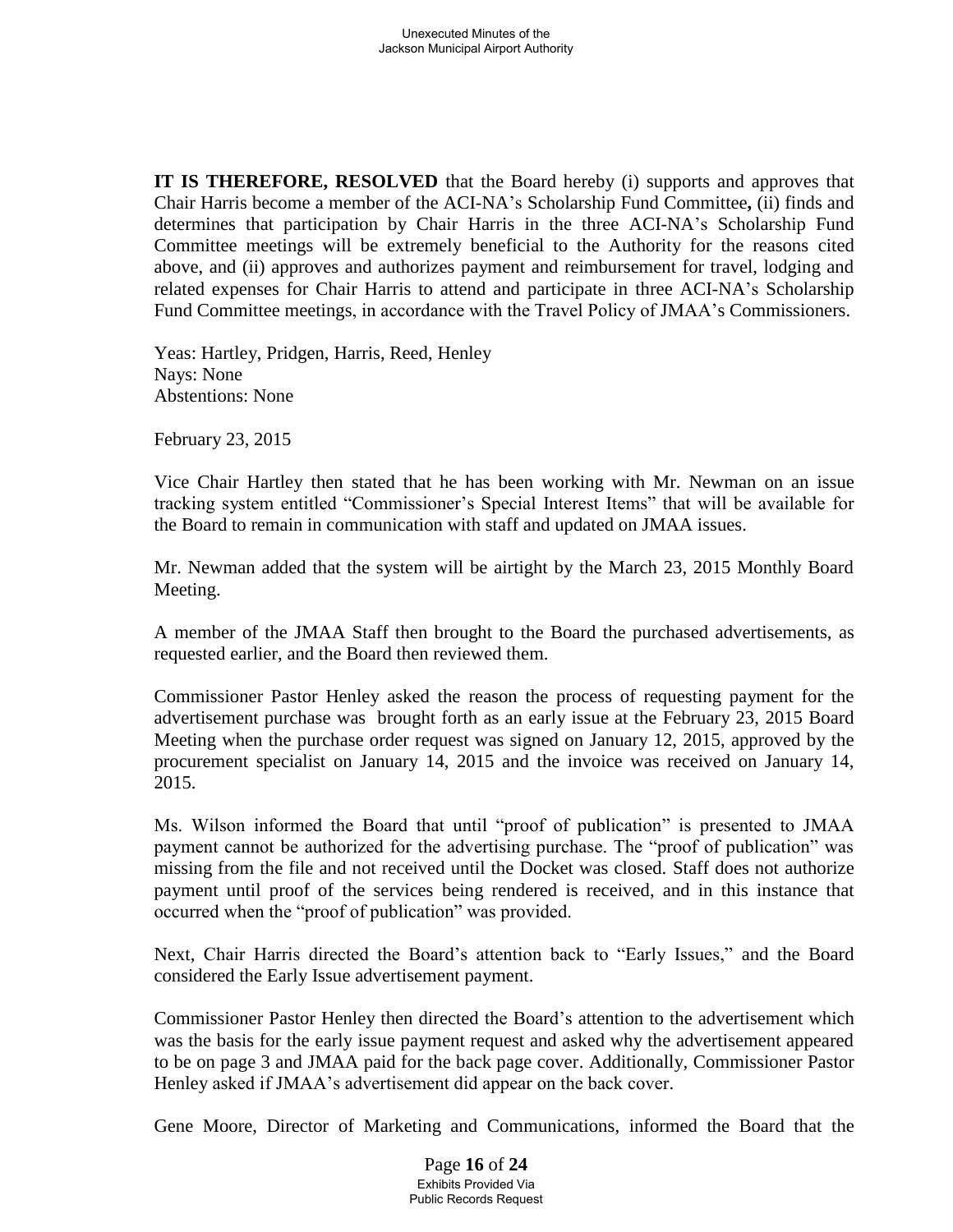**IT IS THEREFORE, RESOLVED** that the Board hereby (i) supports and approves that Chair Harris become a member of the ACI-NA's Scholarship Fund Committee**,** (ii) finds and determines that participation by Chair Harris in the three ACI-NA's Scholarship Fund Committee meetings will be extremely beneficial to the Authority for the reasons cited above, and (ii) approves and authorizes payment and reimbursement for travel, lodging and related expenses for Chair Harris to attend and participate in three ACI-NA's Scholarship Fund Committee meetings, in accordance with the Travel Policy of JMAA's Commissioners.

Yeas: Hartley, Pridgen, Harris, Reed, Henley
Nays: None
Abstentions: None

February 23, 2015

Vice Chair Hartley then stated that he has been working with Mr. Newman on an issue tracking system entitled "Commissioner's Special Interest Items" that will be available for the Board to remain in communication with staff and updated on JMAA issues.

Mr. Newman added that the system will be airtight by the March 23, 2015 Monthly Board Meeting.

A member of the JMAA Staff then brought to the Board the purchased advertisements, as requested earlier, and the Board then reviewed them.

Commissioner Pastor Henley asked the reason the process of requesting payment for the advertisement purchase was brought forth as an early issue at the February 23, 2015 Board Meeting when the purchase order request was signed on January 12, 2015, approved by the procurement specialist on January 14, 2015 and the invoice was received on January 14, 2015.

Ms. Wilson informed the Board that until "proof of publication" is presented to JMAA payment cannot be authorized for the advertising purchase. The "proof of publication" was missing from the file and not received until the Docket was closed. Staff does not authorize payment until proof of the services being rendered is received, and in this instance that occurred when the "proof of publication" was provided.

Next, Chair Harris directed the Board's attention back to "Early Issues," and the Board considered the Early Issue advertisement payment.

Commissioner Pastor Henley then directed the Board's attention to the advertisement which was the basis for the early issue payment request and asked why the advertisement appeared to be on page 3 and JMAA paid for the back page cover. Additionally, Commissioner Pastor Henley asked if JMAA's advertisement did appear on the back cover.

Gene Moore, Director of Marketing and Communications, informed the Board that the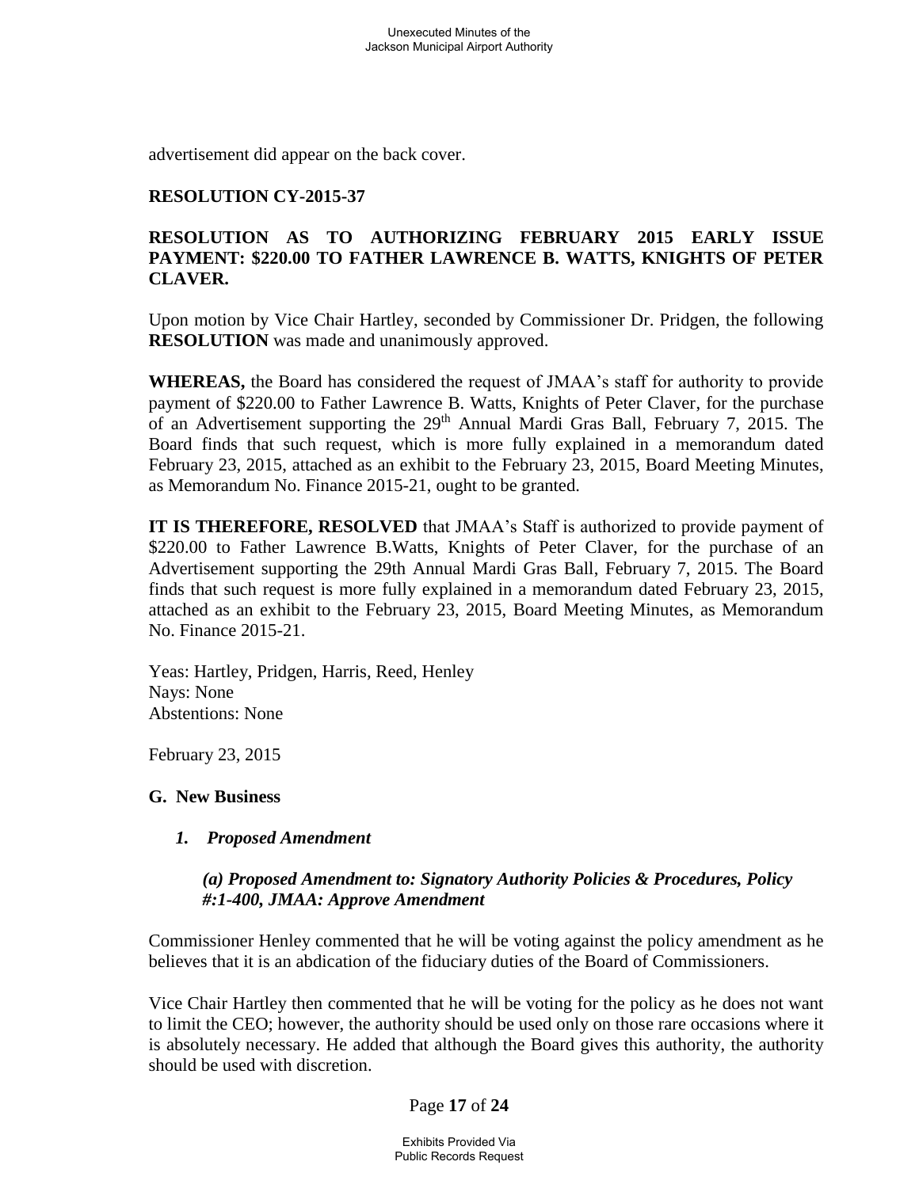advertisement did appear on the back cover.

**RESOLUTION CY-2015-37**

**RESOLUTION AS TO AUTHORIZING FEBRUARY 2015 EARLY ISSUE PAYMENT: $220.00 TO FATHER LAWRENCE B. WATTS, KNIGHTS OF PETER CLAVER.**

Upon motion by Vice Chair Hartley, seconded by Commissioner Dr. Pridgen, the following **RESOLUTION** was made and unanimously approved.

**WHEREAS,** the Board has considered the request of JMAA's staff for authority to provide payment of $220.00 to Father Lawrence B. Watts, Knights of Peter Claver, for the purchase of an Advertisement supporting the 29th Annual Mardi Gras Ball, February 7, 2015. The Board finds that such request, which is more fully explained in a memorandum dated February 23, 2015, attached as an exhibit to the February 23, 2015, Board Meeting Minutes, as Memorandum No. Finance 2015-21, ought to be granted.

**IT IS THEREFORE, RESOLVED** that JMAA's Staff is authorized to provide payment of $220.00 to Father Lawrence B.Watts, Knights of Peter Claver, for the purchase of an Advertisement supporting the 29th Annual Mardi Gras Ball, February 7, 2015. The Board finds that such request is more fully explained in a memorandum dated February 23, 2015, attached as an exhibit to the February 23, 2015, Board Meeting Minutes, as Memorandum No. Finance 2015-21.

Yeas: Hartley, Pridgen, Harris, Reed, Henley
Nays: None
Abstentions: None

February 23, 2015

**G. New Business**

*1. **Proposed Amendment***

***(a) Proposed Amendment to: Signatory Authority Policies & Procedures, Policy #:1-400, JMAA: Approve Amendment***

Commissioner Henley commented that he will be voting against the policy amendment as he believes that it is an abdication of the fiduciary duties of the Board of Commissioners.

Vice Chair Hartley then commented that he will be voting for the policy as he does not want to limit the CEO; however, the authority should be used only on those rare occasions where it is absolutely necessary. He added that although the Board gives this authority, the authority should be used with discretion.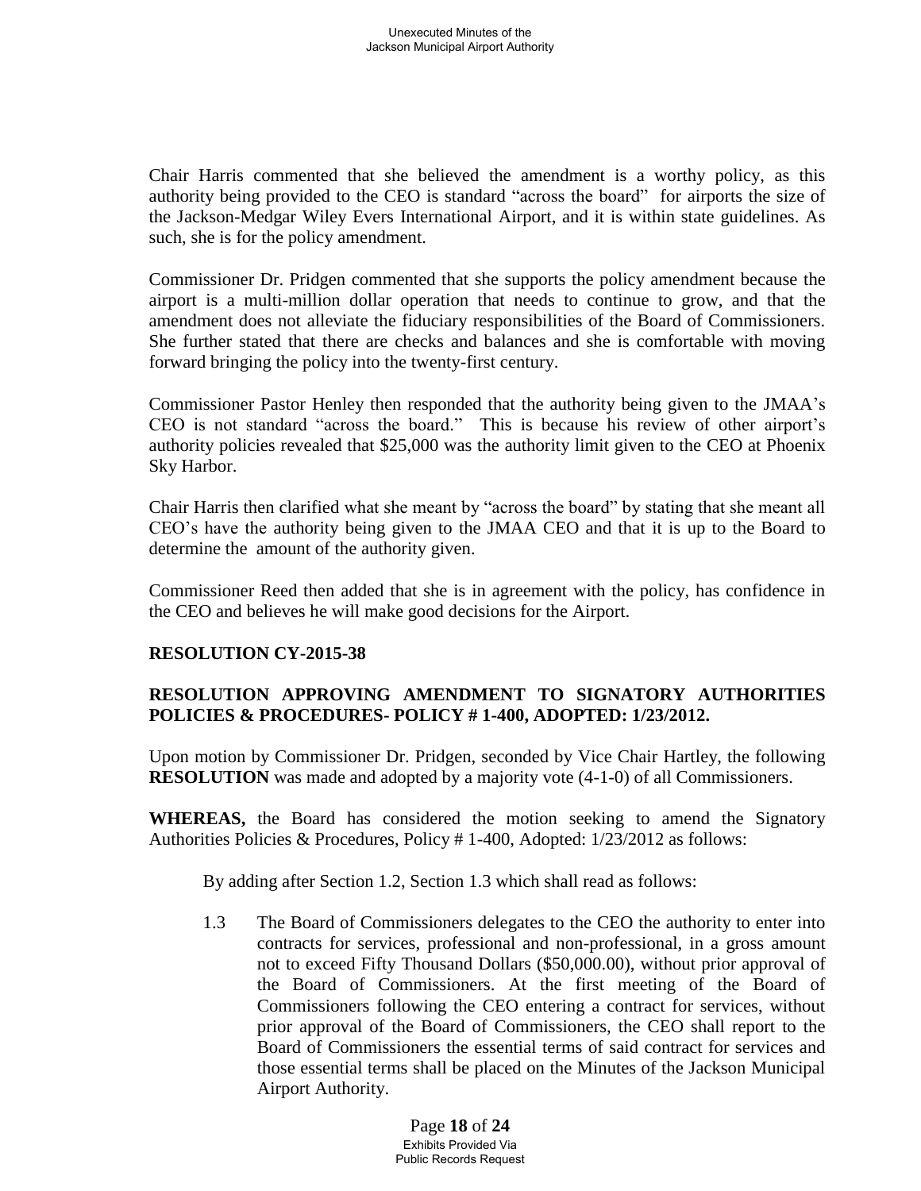Chair Harris commented that she believed the amendment is a worthy policy, as this authority being provided to the CEO is standard "across the board" for airports the size of the Jackson-Medgar Wiley Evers International Airport, and it is within state guidelines. As such, she is for the policy amendment.

Commissioner Dr. Pridgen commented that she supports the policy amendment because the airport is a multi-million dollar operation that needs to continue to grow, and that the amendment does not alleviate the fiduciary responsibilities of the Board of Commissioners. She further stated that there are checks and balances and she is comfortable with moving forward bringing the policy into the twenty-first century.

Commissioner Pastor Henley then responded that the authority being given to the JMAA's CEO is not standard "across the board." This is because his review of other airport's authority policies revealed that $25,000 was the authority limit given to the CEO at Phoenix Sky Harbor.

Chair Harris then clarified what she meant by "across the board" by stating that she meant all CEO's have the authority being given to the JMAA CEO and that it is up to the Board to determine the amount of the authority given.

Commissioner Reed then added that she is in agreement with the policy, has confidence in the CEO and believes he will make good decisions for the Airport.

**RESOLUTION CY-2015-38**

**RESOLUTION APPROVING AMENDMENT TO SIGNATORY AUTHORITIES POLICIES & PROCEDURES- POLICY # 1-400, ADOPTED: 1/23/2012.**

Upon motion by Commissioner Dr. Pridgen, seconded by Vice Chair Hartley, the following **RESOLUTION** was made and adopted by a majority vote (4-1-0) of all Commissioners.

**WHEREAS,** the Board has considered the motion seeking to amend the Signatory Authorities Policies & Procedures, Policy # 1-400, Adopted: 1/23/2012 as follows:

By adding after Section 1.2, Section 1.3 which shall read as follows:

1.3 The Board of Commissioners delegates to the CEO the authority to enter into contracts for services, professional and non-professional, in a gross amount not to exceed Fifty Thousand Dollars ($50,000.00), without prior approval of the Board of Commissioners. At the first meeting of the Board of Commissioners following the CEO entering a contract for services, without prior approval of the Board of Commissioners, the CEO shall report to the Board of Commissioners the essential terms of said contract for services and those essential terms shall be placed on the Minutes of the Jackson Municipal Airport Authority.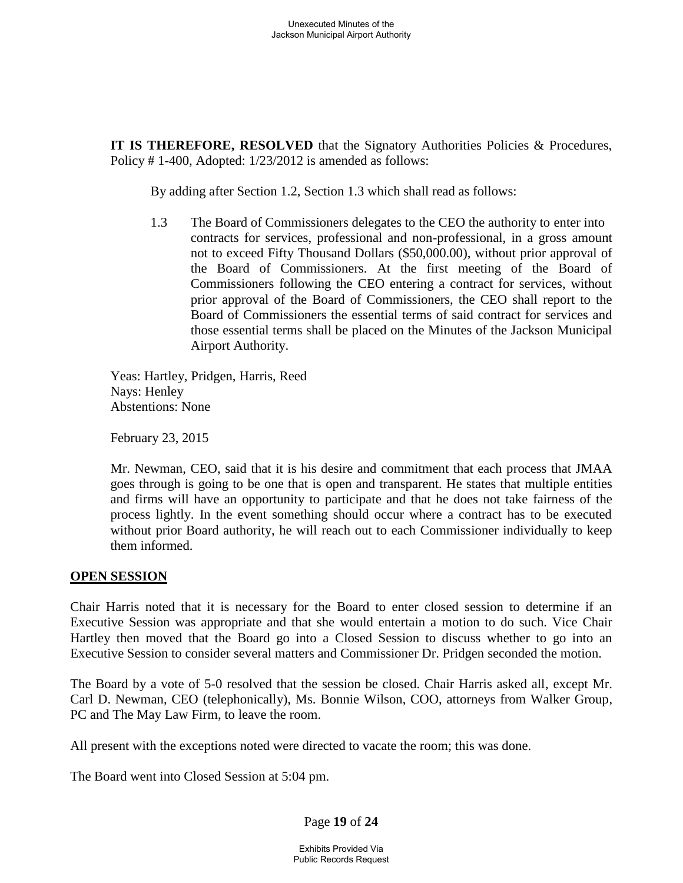**IT IS THEREFORE, RESOLVED** that the Signatory Authorities Policies & Procedures, Policy # 1-400, Adopted: 1/23/2012 is amended as follows:

By adding after Section 1.2, Section 1.3 which shall read as follows:

1.3 The Board of Commissioners delegates to the CEO the authority to enter into contracts for services, professional and non-professional, in a gross amount not to exceed Fifty Thousand Dollars ($50,000.00), without prior approval of the Board of Commissioners. At the first meeting of the Board of Commissioners following the CEO entering a contract for services, without prior approval of the Board of Commissioners, the CEO shall report to the Board of Commissioners the essential terms of said contract for services and those essential terms shall be placed on the Minutes of the Jackson Municipal Airport Authority.

Yeas: Hartley, Pridgen, Harris, Reed
Nays: Henley
Abstentions: None

February 23, 2015

Mr. Newman, CEO, said that it is his desire and commitment that each process that JMAA goes through is going to be one that is open and transparent. He states that multiple entities and firms will have an opportunity to participate and that he does not take fairness of the process lightly. In the event something should occur where a contract has to be executed without prior Board authority, he will reach out to each Commissioner individually to keep them informed.

## OPEN SESSION

Chair Harris noted that it is necessary for the Board to enter closed session to determine if an Executive Session was appropriate and that she would entertain a motion to do such. Vice Chair Hartley then moved that the Board go into a Closed Session to discuss whether to go into an Executive Session to consider several matters and Commissioner Dr. Pridgen seconded the motion.

The Board by a vote of 5-0 resolved that the session be closed. Chair Harris asked all, except Mr. Carl D. Newman, CEO (telephonically), Ms. Bonnie Wilson, COO, attorneys from Walker Group, PC and The May Law Firm, to leave the room.

All present with the exceptions noted were directed to vacate the room; this was done.

The Board went into Closed Session at 5:04 pm.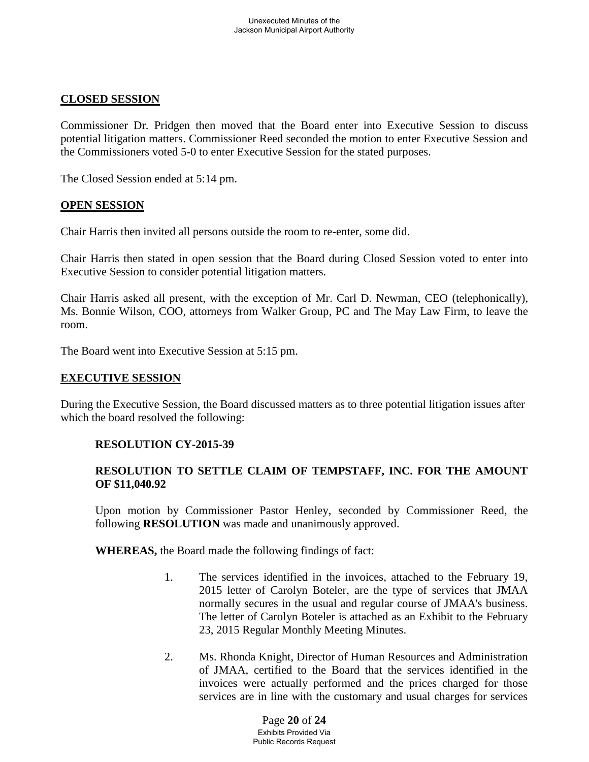## CLOSED SESSION

Commissioner Dr. Pridgen then moved that the Board enter into Executive Session to discuss potential litigation matters. Commissioner Reed seconded the motion to enter Executive Session and the Commissioners voted 5-0 to enter Executive Session for the stated purposes.

The Closed Session ended at 5:14 pm.

## OPEN SESSION

Chair Harris then invited all persons outside the room to re-enter, some did.

Chair Harris then stated in open session that the Board during Closed Session voted to enter into Executive Session to consider potential litigation matters.

Chair Harris asked all present, with the exception of Mr. Carl D. Newman, CEO (telephonically), Ms. Bonnie Wilson, COO, attorneys from Walker Group, PC and The May Law Firm, to leave the room.

The Board went into Executive Session at 5:15 pm.

## EXECUTIVE SESSION

During the Executive Session, the Board discussed matters as to three potential litigation issues after which the board resolved the following:

**RESOLUTION CY-2015-39**

**RESOLUTION TO SETTLE CLAIM OF TEMPSTAFF, INC. FOR THE AMOUNT OF $11,040.92**

Upon motion by Commissioner Pastor Henley, seconded by Commissioner Reed, the following **RESOLUTION** was made and unanimously approved.

**WHEREAS,** the Board made the following findings of fact:

1. The services identified in the invoices, attached to the February 19, 2015 letter of Carolyn Boteler, are the type of services that JMAA normally secures in the usual and regular course of JMAA's business. The letter of Carolyn Boteler is attached as an Exhibit to the February 23, 2015 Regular Monthly Meeting Minutes.

2. Ms. Rhonda Knight, Director of Human Resources and Administration of JMAA, certified to the Board that the services identified in the invoices were actually performed and the prices charged for those services are in line with the customary and usual charges for services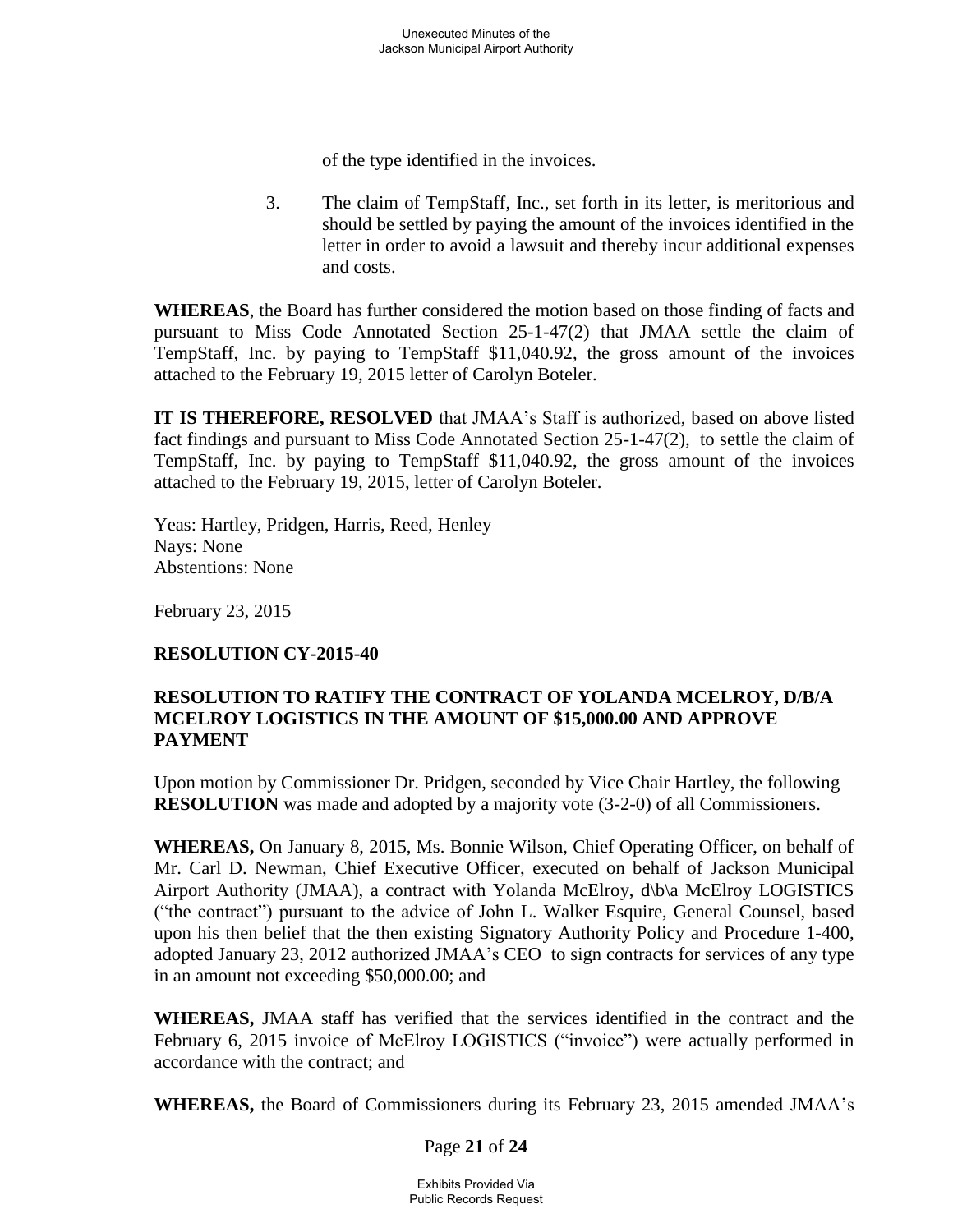of the type identified in the invoices.

3. The claim of TempStaff, Inc., set forth in its letter, is meritorious and should be settled by paying the amount of the invoices identified in the letter in order to avoid a lawsuit and thereby incur additional expenses and costs.

**WHEREAS**, the Board has further considered the motion based on those finding of facts and pursuant to Miss Code Annotated Section 25-1-47(2) that JMAA settle the claim of TempStaff, Inc. by paying to TempStaff $11,040.92, the gross amount of the invoices attached to the February 19, 2015 letter of Carolyn Boteler.

**IT IS THEREFORE, RESOLVED** that JMAA's Staff is authorized, based on above listed fact findings and pursuant to Miss Code Annotated Section 25-1-47(2), to settle the claim of TempStaff, Inc. by paying to TempStaff $11,040.92, the gross amount of the invoices attached to the February 19, 2015, letter of Carolyn Boteler.

Yeas: Hartley, Pridgen, Harris, Reed, Henley
Nays: None
Abstentions: None

February 23, 2015

**RESOLUTION CY-2015-40**

**RESOLUTION TO RATIFY THE CONTRACT OF YOLANDA MCELROY, D/B/A MCELROY LOGISTICS IN THE AMOUNT OF $15,000.00 AND APPROVE PAYMENT**

Upon motion by Commissioner Dr. Pridgen, seconded by Vice Chair Hartley, the following **RESOLUTION** was made and adopted by a majority vote (3-2-0) of all Commissioners.

**WHEREAS,** On January 8, 2015, Ms. Bonnie Wilson, Chief Operating Officer, on behalf of Mr. Carl D. Newman, Chief Executive Officer, executed on behalf of Jackson Municipal Airport Authority (JMAA), a contract with Yolanda McElroy, d\b\a McElroy LOGISTICS ("the contract") pursuant to the advice of John L. Walker Esquire, General Counsel, based upon his then belief that the then existing Signatory Authority Policy and Procedure 1-400, adopted January 23, 2012 authorized JMAA's CEO to sign contracts for services of any type in an amount not exceeding $50,000.00; and

**WHEREAS,** JMAA staff has verified that the services identified in the contract and the February 6, 2015 invoice of McElroy LOGISTICS ("invoice") were actually performed in accordance with the contract; and

**WHEREAS,** the Board of Commissioners during its February 23, 2015 amended JMAA's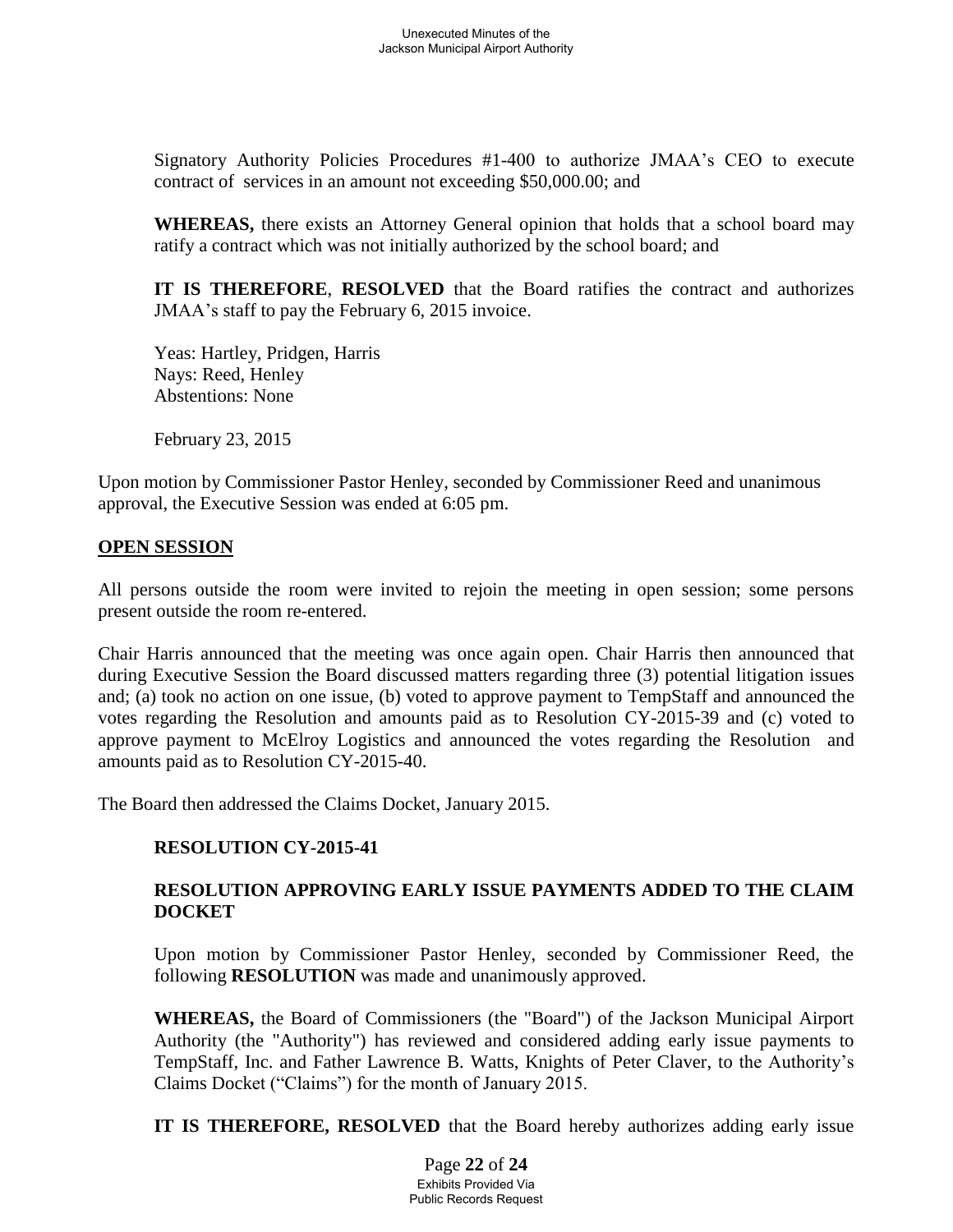Signatory Authority Policies Procedures #1-400 to authorize JMAA's CEO to execute contract of services in an amount not exceeding $50,000.00; and

**WHEREAS,** there exists an Attorney General opinion that holds that a school board may ratify a contract which was not initially authorized by the school board; and

**IT IS THEREFORE**, **RESOLVED** that the Board ratifies the contract and authorizes JMAA's staff to pay the February 6, 2015 invoice.

Yeas: Hartley, Pridgen, Harris
Nays: Reed, Henley
Abstentions: None

February 23, 2015

Upon motion by Commissioner Pastor Henley, seconded by Commissioner Reed and unanimous approval, the Executive Session was ended at 6:05 pm.

## OPEN SESSION

All persons outside the room were invited to rejoin the meeting in open session; some persons present outside the room re-entered.

Chair Harris announced that the meeting was once again open. Chair Harris then announced that during Executive Session the Board discussed matters regarding three (3) potential litigation issues and; (a) took no action on one issue, (b) voted to approve payment to TempStaff and announced the votes regarding the Resolution and amounts paid as to Resolution CY-2015-39 and (c) voted to approve payment to McElroy Logistics and announced the votes regarding the Resolution and amounts paid as to Resolution CY-2015-40.

The Board then addressed the Claims Docket, January 2015.

**RESOLUTION CY-2015-41**

**RESOLUTION APPROVING EARLY ISSUE PAYMENTS ADDED TO THE CLAIM DOCKET**

Upon motion by Commissioner Pastor Henley, seconded by Commissioner Reed, the following **RESOLUTION** was made and unanimously approved.

**WHEREAS,** the Board of Commissioners (the "Board") of the Jackson Municipal Airport Authority (the "Authority") has reviewed and considered adding early issue payments to TempStaff, Inc. and Father Lawrence B. Watts, Knights of Peter Claver, to the Authority's Claims Docket ("Claims") for the month of January 2015.

**IT IS THEREFORE, RESOLVED** that the Board hereby authorizes adding early issue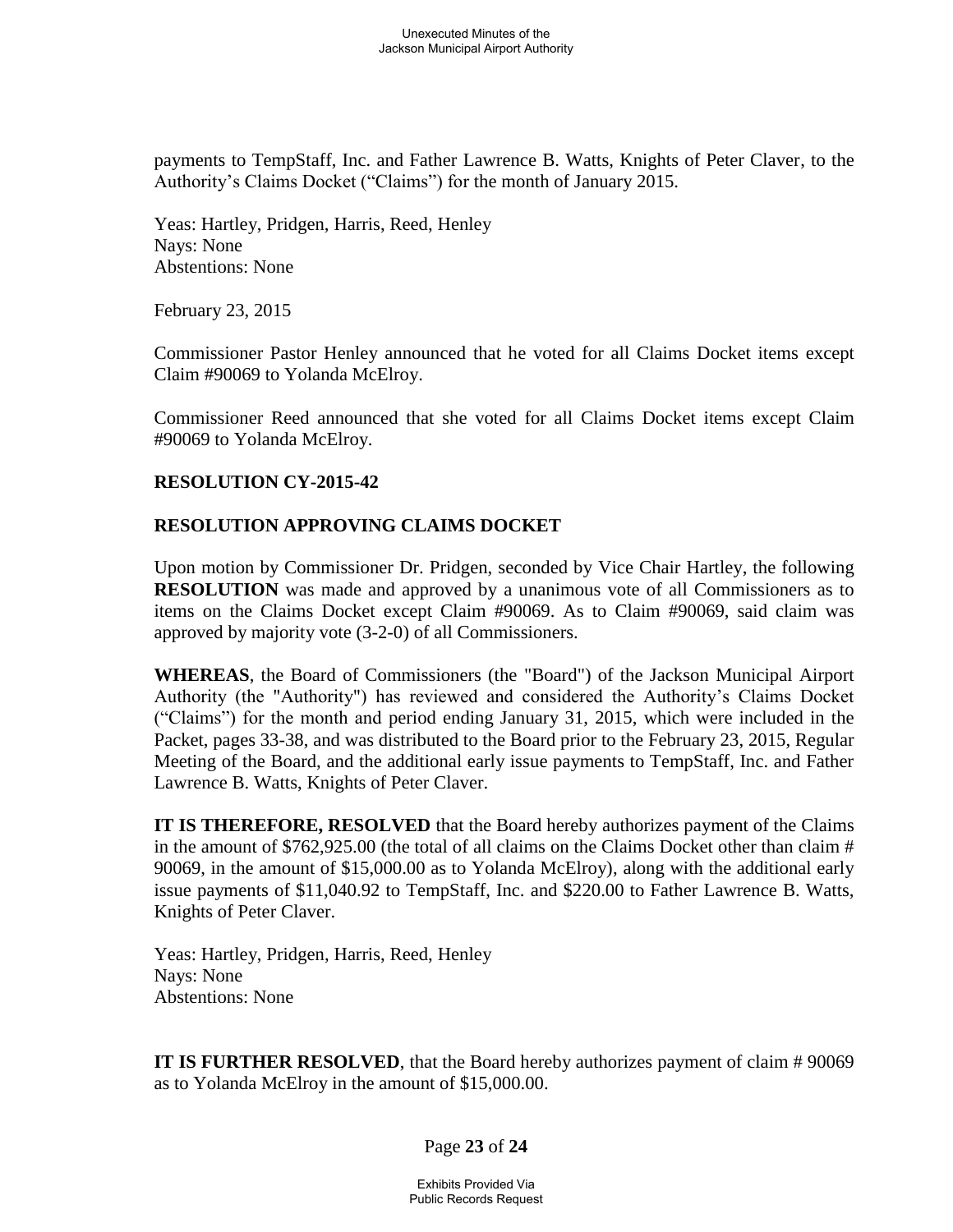payments to TempStaff, Inc. and Father Lawrence B. Watts, Knights of Peter Claver, to the Authority's Claims Docket ("Claims") for the month of January 2015.

Yeas: Hartley, Pridgen, Harris, Reed, Henley
Nays: None
Abstentions: None

February 23, 2015

Commissioner Pastor Henley announced that he voted for all Claims Docket items except Claim #90069 to Yolanda McElroy.

Commissioner Reed announced that she voted for all Claims Docket items except Claim #90069 to Yolanda McElroy.

**RESOLUTION CY-2015-42**

**RESOLUTION APPROVING CLAIMS DOCKET**

Upon motion by Commissioner Dr. Pridgen, seconded by Vice Chair Hartley, the following **RESOLUTION** was made and approved by a unanimous vote of all Commissioners as to items on the Claims Docket except Claim #90069. As to Claim #90069, said claim was approved by majority vote (3-2-0) of all Commissioners.

**WHEREAS**, the Board of Commissioners (the "Board") of the Jackson Municipal Airport Authority (the "Authority") has reviewed and considered the Authority's Claims Docket ("Claims") for the month and period ending January 31, 2015, which were included in the Packet, pages 33-38, and was distributed to the Board prior to the February 23, 2015, Regular Meeting of the Board, and the additional early issue payments to TempStaff, Inc. and Father Lawrence B. Watts, Knights of Peter Claver.

**IT IS THEREFORE, RESOLVED** that the Board hereby authorizes payment of the Claims in the amount of $762,925.00 (the total of all claims on the Claims Docket other than claim # 90069, in the amount of $15,000.00 as to Yolanda McElroy), along with the additional early issue payments of $11,040.92 to TempStaff, Inc. and $220.00 to Father Lawrence B. Watts, Knights of Peter Claver.

Yeas: Hartley, Pridgen, Harris, Reed, Henley
Nays: None
Abstentions: None

**IT IS FURTHER RESOLVED**, that the Board hereby authorizes payment of claim # 90069 as to Yolanda McElroy in the amount of $15,000.00.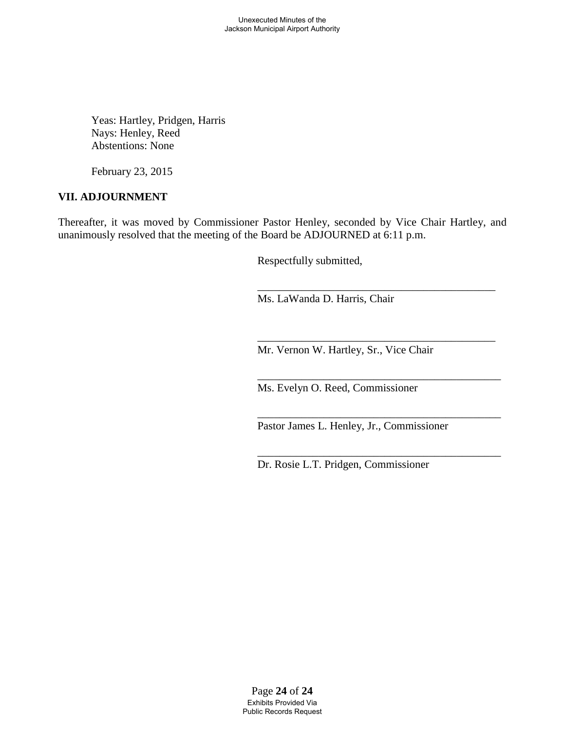Yeas: Hartley, Pridgen, Harris
Nays: Henley, Reed
Abstentions: None

February 23, 2015

**VII. ADJOURNMENT**

Thereafter, it was moved by Commissioner Pastor Henley, seconded by Vice Chair Hartley, and unanimously resolved that the meeting of the Board be ADJOURNED at 6:11 p.m.

Respectfully submitted,

_____________________________________________
Ms. LaWanda D. Harris, Chair

_____________________________________________
Mr. Vernon W. Hartley, Sr., Vice Chair

_____________________________________________
Ms. Evelyn O. Reed, Commissioner

_____________________________________________
Pastor James L. Henley, Jr., Commissioner

_____________________________________________
Dr. Rosie L.T. Pridgen, Commissioner